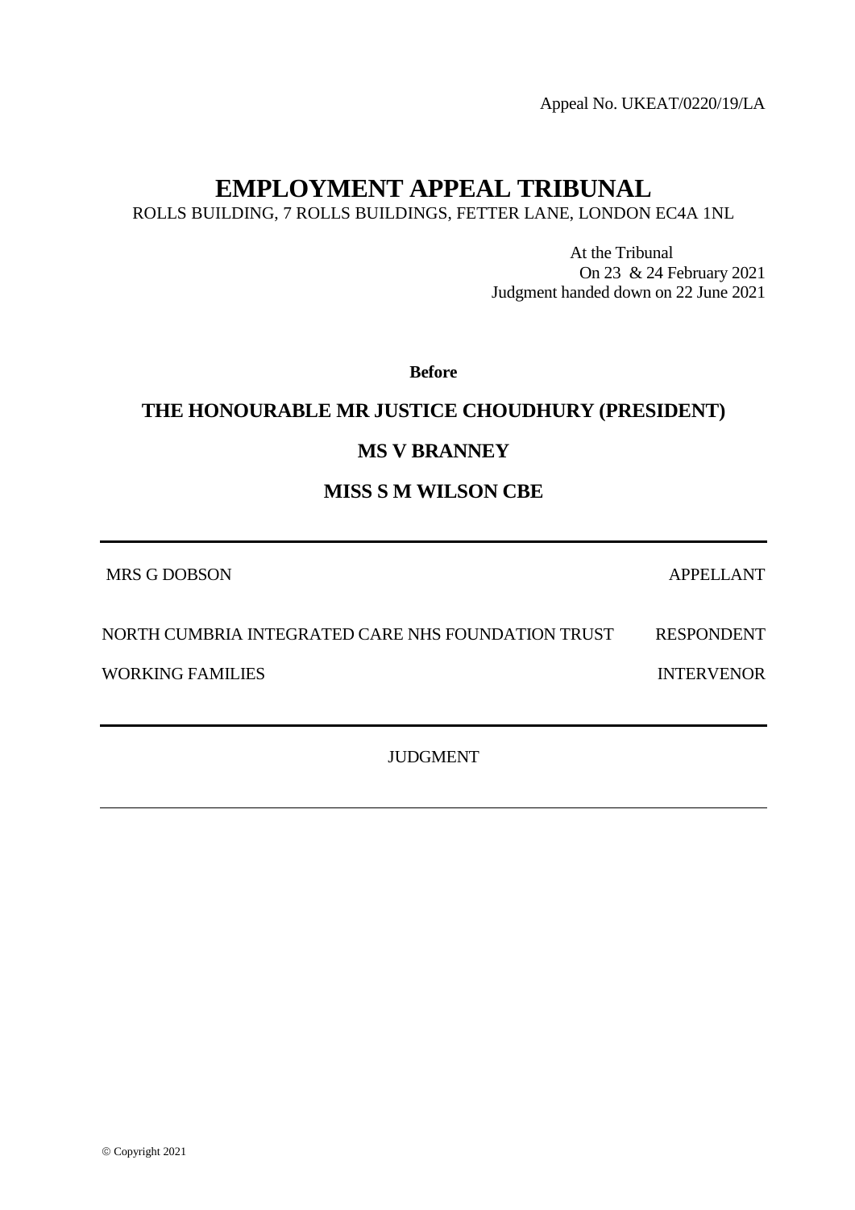Appeal No. UKEAT/0220/19/LA

# EMPLOYMENT APPEAL TRIBUNAL

ROLLS BUILDING, 7 ROLLS BUILDINGS, FETTER LANE, LONDON EC4A 1NL

At the Tribunal
On 23 & 24 February 2021
Judgment handed down on 22 June 2021

**Before**

**THE HONOURABLE MR JUSTICE CHOUDHURY (PRESIDENT)**

**MS V BRANNEY**

**MISS S M WILSON CBE**

---

| | |
|---|---|
| MRS G DOBSON | APPELLANT |
| NORTH CUMBRIA INTEGRATED CARE NHS FOUNDATION TRUST | RESPONDENT |
| WORKING FAMILIES | INTERVENOR |

---

JUDGMENT

---

© Copyright 2021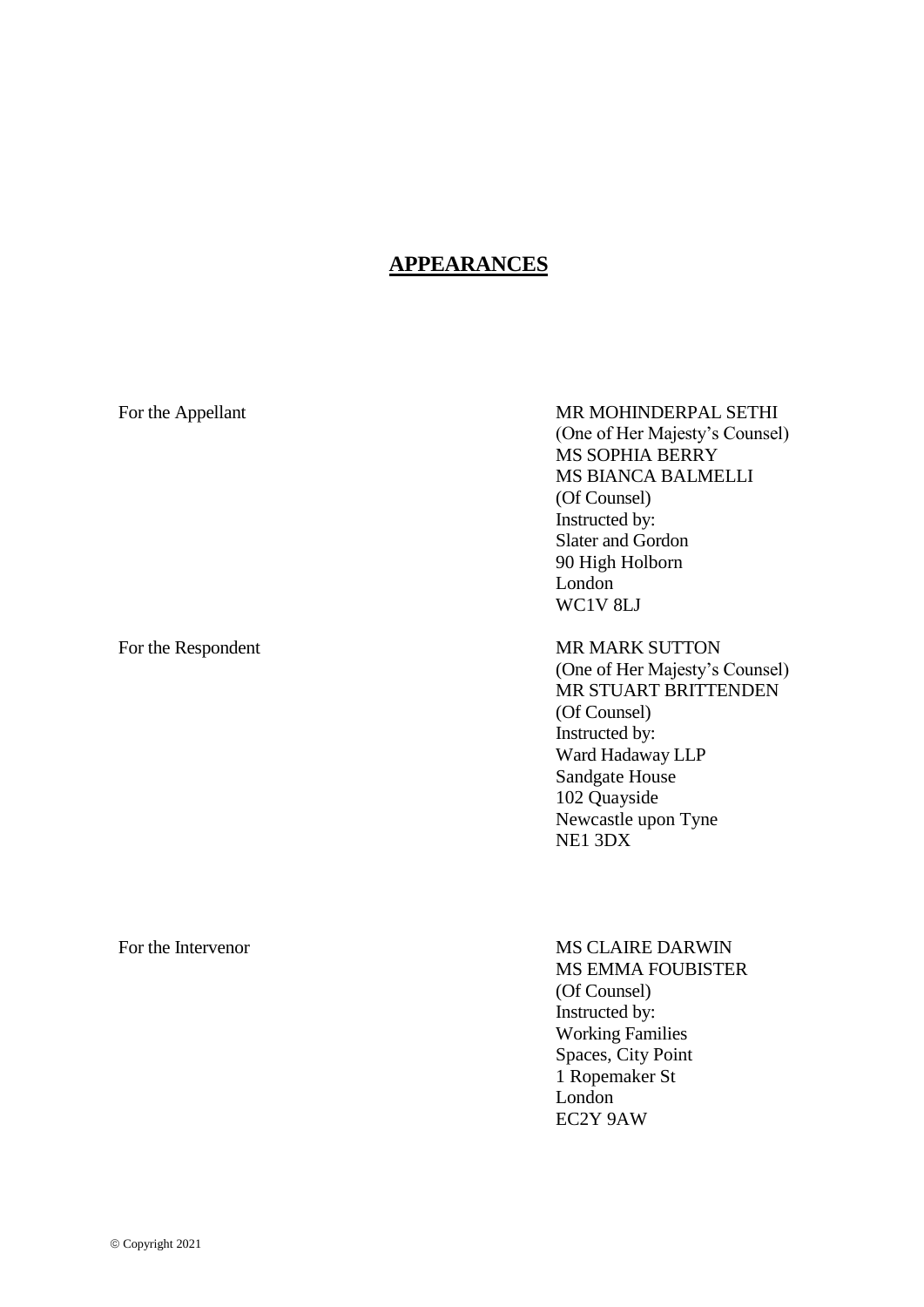## APPEARANCES

For the Appellant

MR MOHINDERPAL SETHI
(One of Her Majesty's Counsel)
MS SOPHIA BERRY
MS BIANCA BALMELLI
(Of Counsel)
Instructed by:
Slater and Gordon
90 High Holborn
London
WC1V 8LJ

For the Respondent

MR MARK SUTTON
(One of Her Majesty's Counsel)
MR STUART BRITTENDEN
(Of Counsel)
Instructed by:
Ward Hadaway LLP
Sandgate House
102 Quayside
Newcastle upon Tyne
NE1 3DX

For the Intervenor

MS CLAIRE DARWIN
MS EMMA FOUBISTER
(Of Counsel)
Instructed by:
Working Families
Spaces, City Point
1 Ropemaker St
London
EC2Y 9AW

© Copyright 2021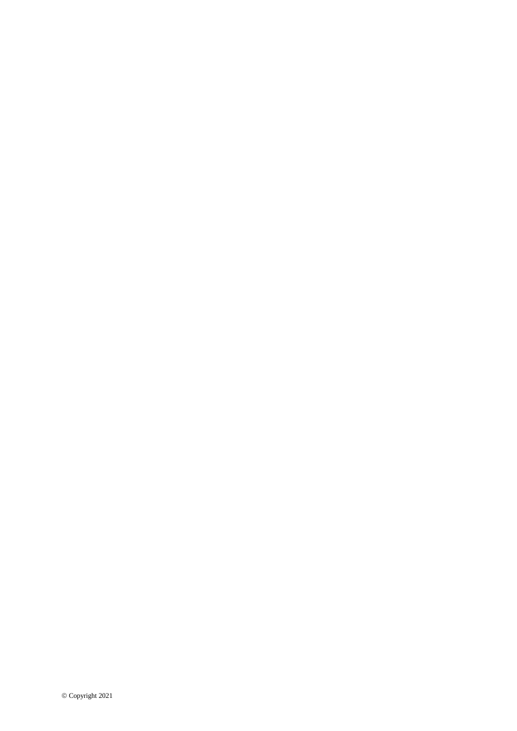© Copyright 2021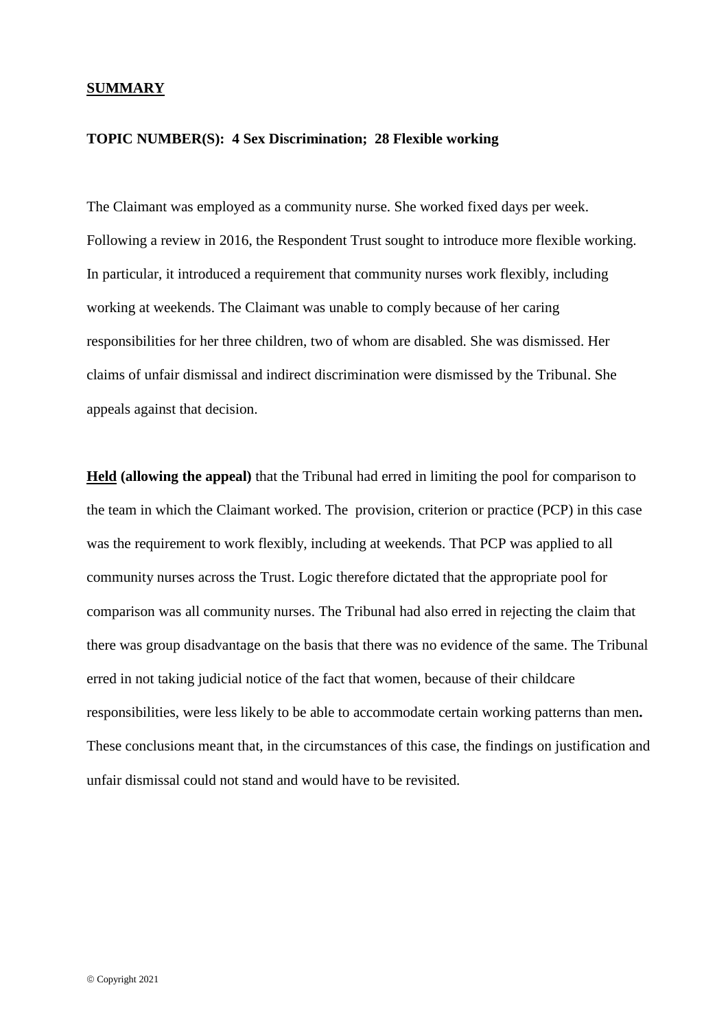**SUMMARY**

**TOPIC NUMBER(S): 4 Sex Discrimination; 28 Flexible working**

The Claimant was employed as a community nurse. She worked fixed days per week. Following a review in 2016, the Respondent Trust sought to introduce more flexible working. In particular, it introduced a requirement that community nurses work flexibly, including working at weekends. The Claimant was unable to comply because of her caring responsibilities for her three children, two of whom are disabled. She was dismissed. Her claims of unfair dismissal and indirect discrimination were dismissed by the Tribunal. She appeals against that decision.

**Held (allowing the appeal)** that the Tribunal had erred in limiting the pool for comparison to the team in which the Claimant worked. The provision, criterion or practice (PCP) in this case was the requirement to work flexibly, including at weekends. That PCP was applied to all community nurses across the Trust. Logic therefore dictated that the appropriate pool for comparison was all community nurses. The Tribunal had also erred in rejecting the claim that there was group disadvantage on the basis that there was no evidence of the same. The Tribunal erred in not taking judicial notice of the fact that women, because of their childcare responsibilities, were less likely to be able to accommodate certain working patterns than men. These conclusions meant that, in the circumstances of this case, the findings on justification and unfair dismissal could not stand and would have to be revisited.

© Copyright 2021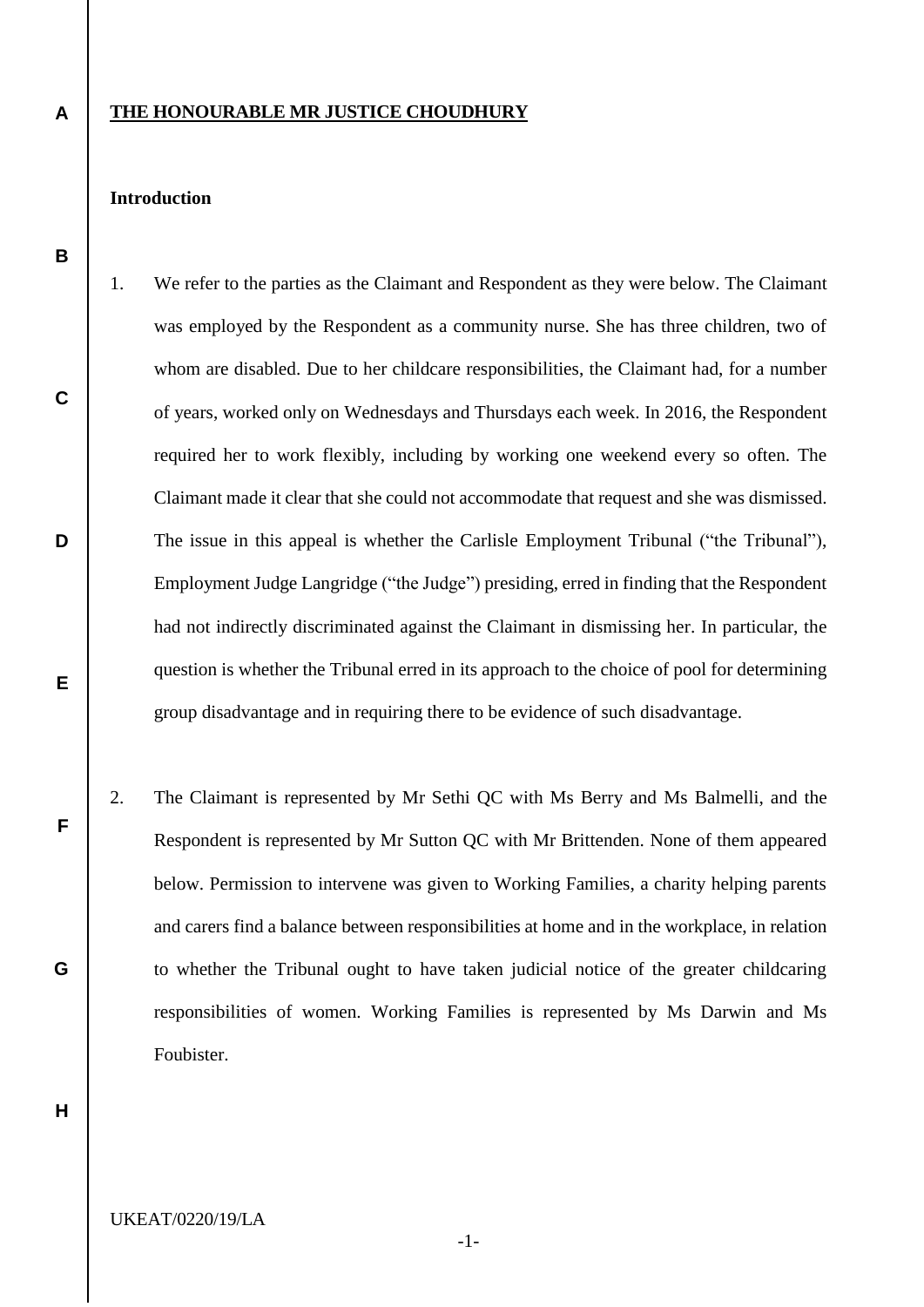**<u>THE HONOURABLE MR JUSTICE CHOUDHURY</u>**

**Introduction**

1. We refer to the parties as the Claimant and Respondent as they were below. The Claimant was employed by the Respondent as a community nurse. She has three children, two of whom are disabled. Due to her childcare responsibilities, the Claimant had, for a number of years, worked only on Wednesdays and Thursdays each week. In 2016, the Respondent required her to work flexibly, including by working one weekend every so often. The Claimant made it clear that she could not accommodate that request and she was dismissed. The issue in this appeal is whether the Carlisle Employment Tribunal ("the Tribunal"), Employment Judge Langridge ("the Judge") presiding, erred in finding that the Respondent had not indirectly discriminated against the Claimant in dismissing her. In particular, the question is whether the Tribunal erred in its approach to the choice of pool for determining group disadvantage and in requiring there to be evidence of such disadvantage.

2. The Claimant is represented by Mr Sethi QC with Ms Berry and Ms Balmelli, and the Respondent is represented by Mr Sutton QC with Mr Brittenden. None of them appeared below. Permission to intervene was given to Working Families, a charity helping parents and carers find a balance between responsibilities at home and in the workplace, in relation to whether the Tribunal ought to have taken judicial notice of the greater childcaring responsibilities of women. Working Families is represented by Ms Darwin and Ms Foubister.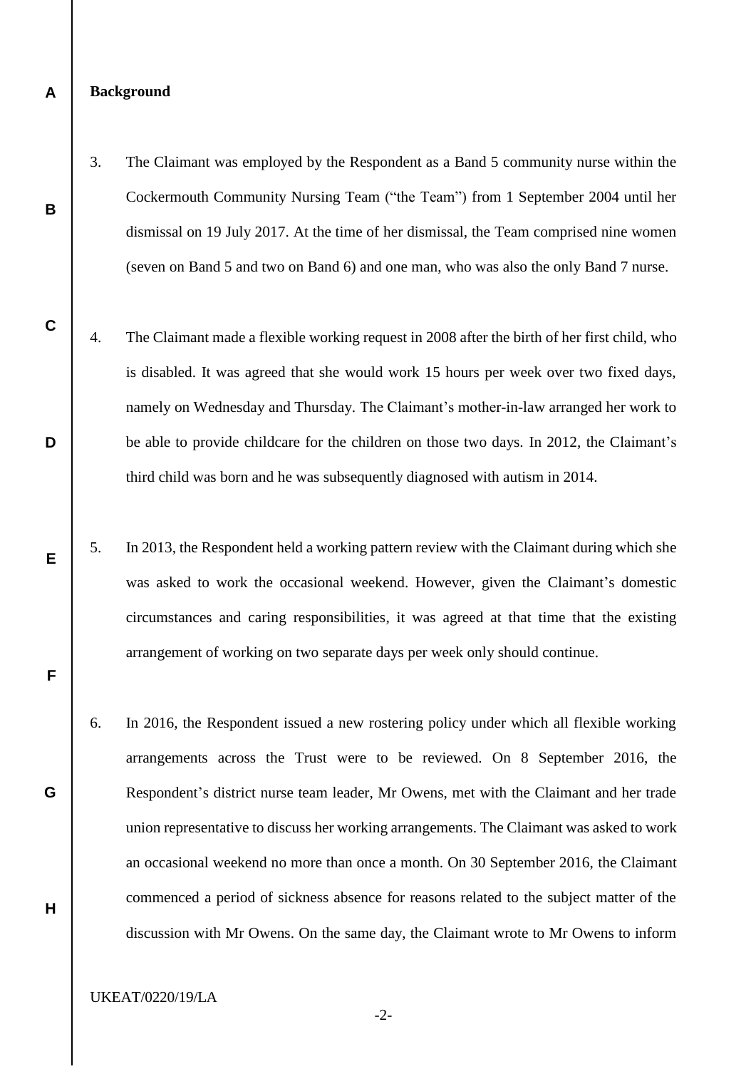**Background**

3. The Claimant was employed by the Respondent as a Band 5 community nurse within the Cockermouth Community Nursing Team ("the Team") from 1 September 2004 until her dismissal on 19 July 2017. At the time of her dismissal, the Team comprised nine women (seven on Band 5 and two on Band 6) and one man, who was also the only Band 7 nurse.

4. The Claimant made a flexible working request in 2008 after the birth of her first child, who is disabled. It was agreed that she would work 15 hours per week over two fixed days, namely on Wednesday and Thursday. The Claimant's mother-in-law arranged her work to be able to provide childcare for the children on those two days. In 2012, the Claimant's third child was born and he was subsequently diagnosed with autism in 2014.

5. In 2013, the Respondent held a working pattern review with the Claimant during which she was asked to work the occasional weekend. However, given the Claimant's domestic circumstances and caring responsibilities, it was agreed at that time that the existing arrangement of working on two separate days per week only should continue.

6. In 2016, the Respondent issued a new rostering policy under which all flexible working arrangements across the Trust were to be reviewed. On 8 September 2016, the Respondent's district nurse team leader, Mr Owens, met with the Claimant and her trade union representative to discuss her working arrangements. The Claimant was asked to work an occasional weekend no more than once a month. On 30 September 2016, the Claimant commenced a period of sickness absence for reasons related to the subject matter of the discussion with Mr Owens. On the same day, the Claimant wrote to Mr Owens to inform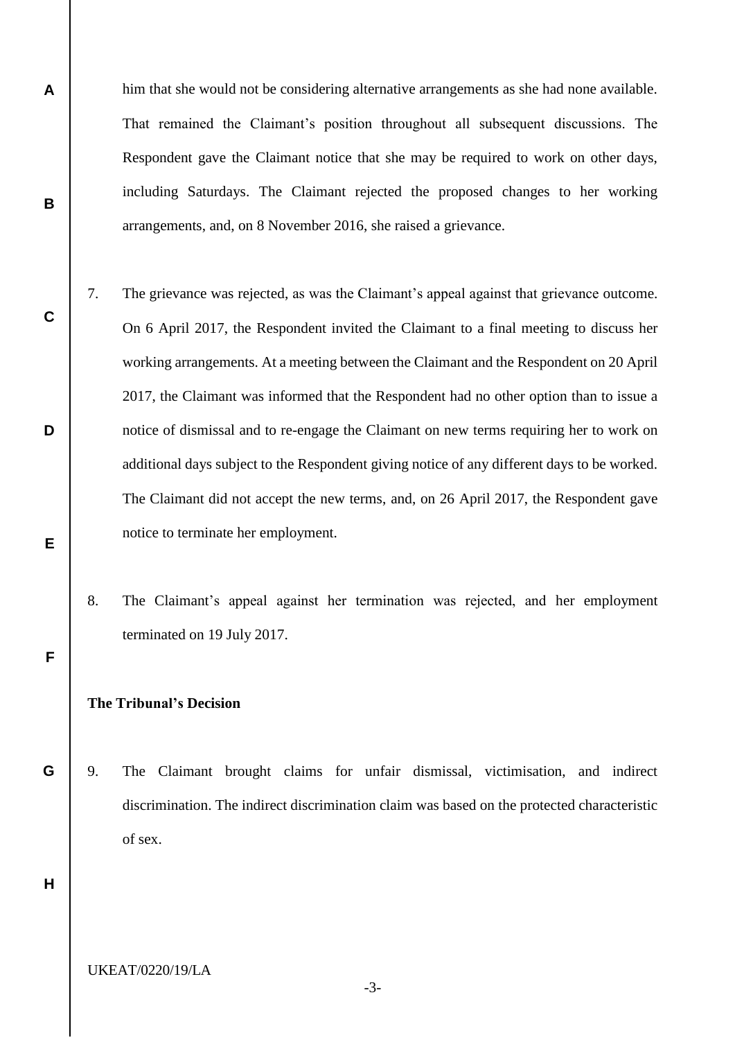him that she would not be considering alternative arrangements as she had none available. That remained the Claimant's position throughout all subsequent discussions. The Respondent gave the Claimant notice that she may be required to work on other days, including Saturdays. The Claimant rejected the proposed changes to her working arrangements, and, on 8 November 2016, she raised a grievance.

7. The grievance was rejected, as was the Claimant's appeal against that grievance outcome. On 6 April 2017, the Respondent invited the Claimant to a final meeting to discuss her working arrangements. At a meeting between the Claimant and the Respondent on 20 April 2017, the Claimant was informed that the Respondent had no other option than to issue a notice of dismissal and to re-engage the Claimant on new terms requiring her to work on additional days subject to the Respondent giving notice of any different days to be worked. The Claimant did not accept the new terms, and, on 26 April 2017, the Respondent gave notice to terminate her employment.

8. The Claimant's appeal against her termination was rejected, and her employment terminated on 19 July 2017.

**The Tribunal's Decision**

9. The Claimant brought claims for unfair dismissal, victimisation, and indirect discrimination. The indirect discrimination claim was based on the protected characteristic of sex.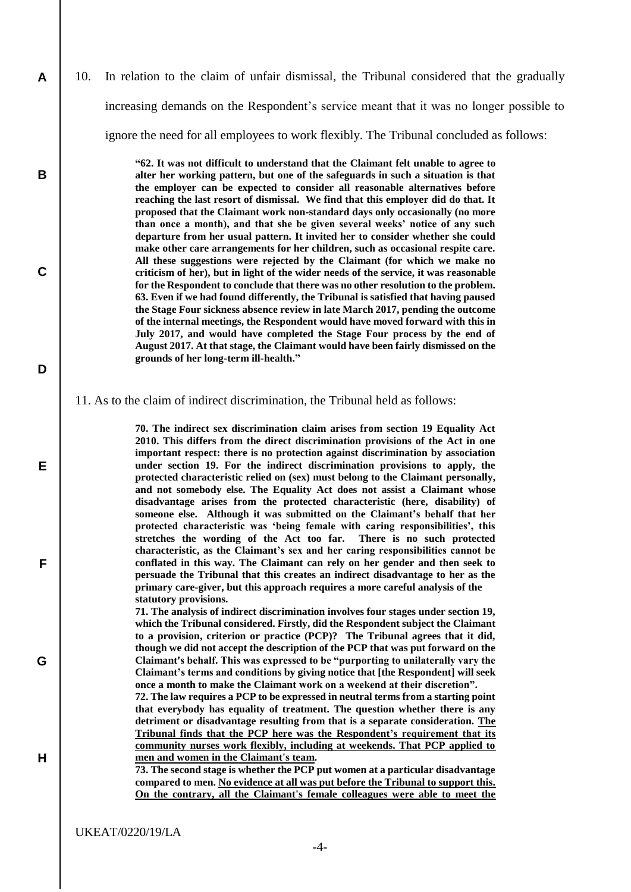10. In relation to the claim of unfair dismissal, the Tribunal considered that the gradually increasing demands on the Respondent's service meant that it was no longer possible to ignore the need for all employees to work flexibly. The Tribunal concluded as follows:

> **"62. It was not difficult to understand that the Claimant felt unable to agree to alter her working pattern, but one of the safeguards in such a situation is that the employer can be expected to consider all reasonable alternatives before reaching the last resort of dismissal. We find that this employer did do that. It proposed that the Claimant work non-standard days only occasionally (no more than once a month), and that she be given several weeks' notice of any such departure from her usual pattern. It invited her to consider whether she could make other care arrangements for her children, such as occasional respite care. All these suggestions were rejected by the Claimant (for which we make no criticism of her), but in light of the wider needs of the service, it was reasonable for the Respondent to conclude that there was no other resolution to the problem.**
>
> **63. Even if we had found differently, the Tribunal is satisfied that having paused the Stage Four sickness absence review in late March 2017, pending the outcome of the internal meetings, the Respondent would have moved forward with this in July 2017, and would have completed the Stage Four process by the end of August 2017. At that stage, the Claimant would have been fairly dismissed on the grounds of her long-term ill-health."**

11. As to the claim of indirect discrimination, the Tribunal held as follows:

> **70. The indirect sex discrimination claim arises from section 19 Equality Act 2010. This differs from the direct discrimination provisions of the Act in one important respect: there is no protection against discrimination by association under section 19. For the indirect discrimination provisions to apply, the protected characteristic relied on (sex) must belong to the Claimant personally, and not somebody else. The Equality Act does not assist a Claimant whose disadvantage arises from the protected characteristic (here, disability) of someone else. Although it was submitted on the Claimant's behalf that her protected characteristic was 'being female with caring responsibilities', this stretches the wording of the Act too far. There is no such protected characteristic, as the Claimant's sex and her caring responsibilities cannot be conflated in this way. The Claimant can rely on her gender and then seek to persuade the Tribunal that this creates an indirect disadvantage to her as the primary care-giver, but this approach requires a more careful analysis of the statutory provisions.**
>
> **71. The analysis of indirect discrimination involves four stages under section 19, which the Tribunal considered. Firstly, did the Respondent subject the Claimant to a provision, criterion or practice (PCP)? The Tribunal agrees that it did, though we did not accept the description of the PCP that was put forward on the Claimant's behalf. This was expressed to be "purporting to unilaterally vary the Claimant's terms and conditions by giving notice that [the Respondent] will seek once a month to make the Claimant work on a weekend at their discretion".**
>
> **72. The law requires a PCP to be expressed in neutral terms from a starting point that everybody has equality of treatment. The question whether there is any detriment or disadvantage resulting from that is a separate consideration. <u>The Tribunal finds that the PCP here was the Respondent's requirement that its community nurses work flexibly, including at weekends. That PCP applied to men and women in the Claimant's team</u>.**
>
> **73. The second stage is whether the PCP put women at a particular disadvantage compared to men. <u>No evidence at all was put before the Tribunal to support this. On the contrary, all the Claimant's female colleagues were able to meet the</u>**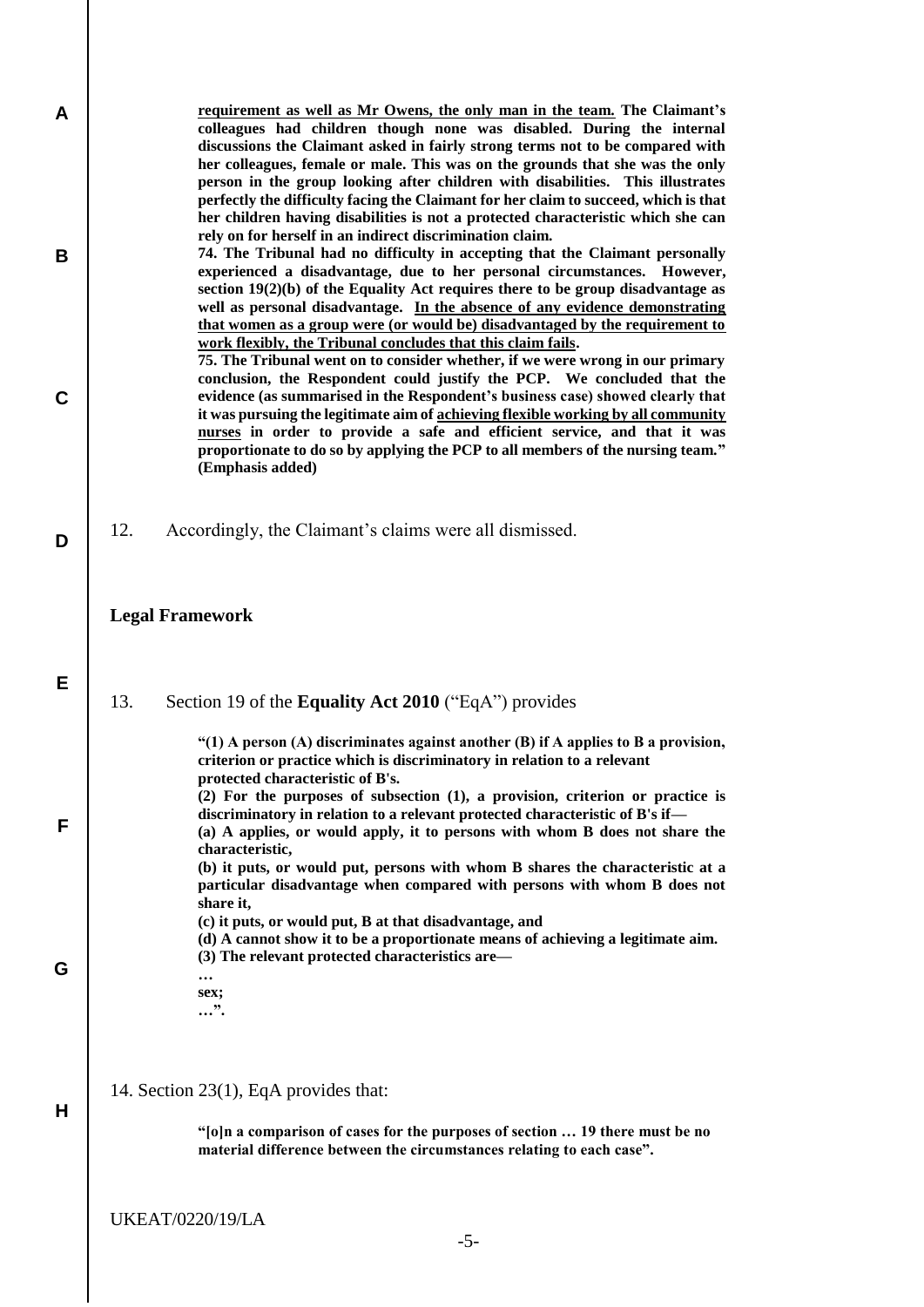**<u>requirement as well as Mr Owens, the only man in the team.</u> The Claimant's colleagues had children though none was disabled. During the internal discussions the Claimant asked in fairly strong terms not to be compared with her colleagues, female or male. This was on the grounds that she was the only person in the group looking after children with disabilities. This illustrates perfectly the difficulty facing the Claimant for her claim to succeed, which is that her children having disabilities is not a protected characteristic which she can rely on for herself in an indirect discrimination claim.**

**74. The Tribunal had no difficulty in accepting that the Claimant personally experienced a disadvantage, due to her personal circumstances. However, section 19(2)(b) of the Equality Act requires there to be group disadvantage as well as personal disadvantage. <u>In the absence of any evidence demonstrating that women as a group were (or would be) disadvantaged by the requirement to work flexibly, the Tribunal concludes that this claim fails</u>.**

**75. The Tribunal went on to consider whether, if we were wrong in our primary conclusion, the Respondent could justify the PCP. We concluded that the evidence (as summarised in the Respondent's business case) showed clearly that it was pursuing the legitimate aim of <u>achieving flexible working by all community nurses</u> in order to provide a safe and efficient service, and that it was proportionate to do so by applying the PCP to all members of the nursing team." (Emphasis added)**

12. Accordingly, the Claimant's claims were all dismissed.

## Legal Framework

13. Section 19 of the **Equality Act 2010** ("EqA") provides

> **"(1) A person (A) discriminates against another (B) if A applies to B a provision, criterion or practice which is discriminatory in relation to a relevant protected characteristic of B's.**
> **(2) For the purposes of subsection (1), a provision, criterion or practice is discriminatory in relation to a relevant protected characteristic of B's if—**
> **(a) A applies, or would apply, it to persons with whom B does not share the characteristic,**
> **(b) it puts, or would put, persons with whom B shares the characteristic at a particular disadvantage when compared with persons with whom B does not share it,**
> **(c) it puts, or would put, B at that disadvantage, and**
> **(d) A cannot show it to be a proportionate means of achieving a legitimate aim.**
> **(3) The relevant protected characteristics are—**
> **…**
> **sex;**
> **…".**

14. Section 23(1), EqA provides that:

> **"[o]n a comparison of cases for the purposes of section … 19 there must be no material difference between the circumstances relating to each case".**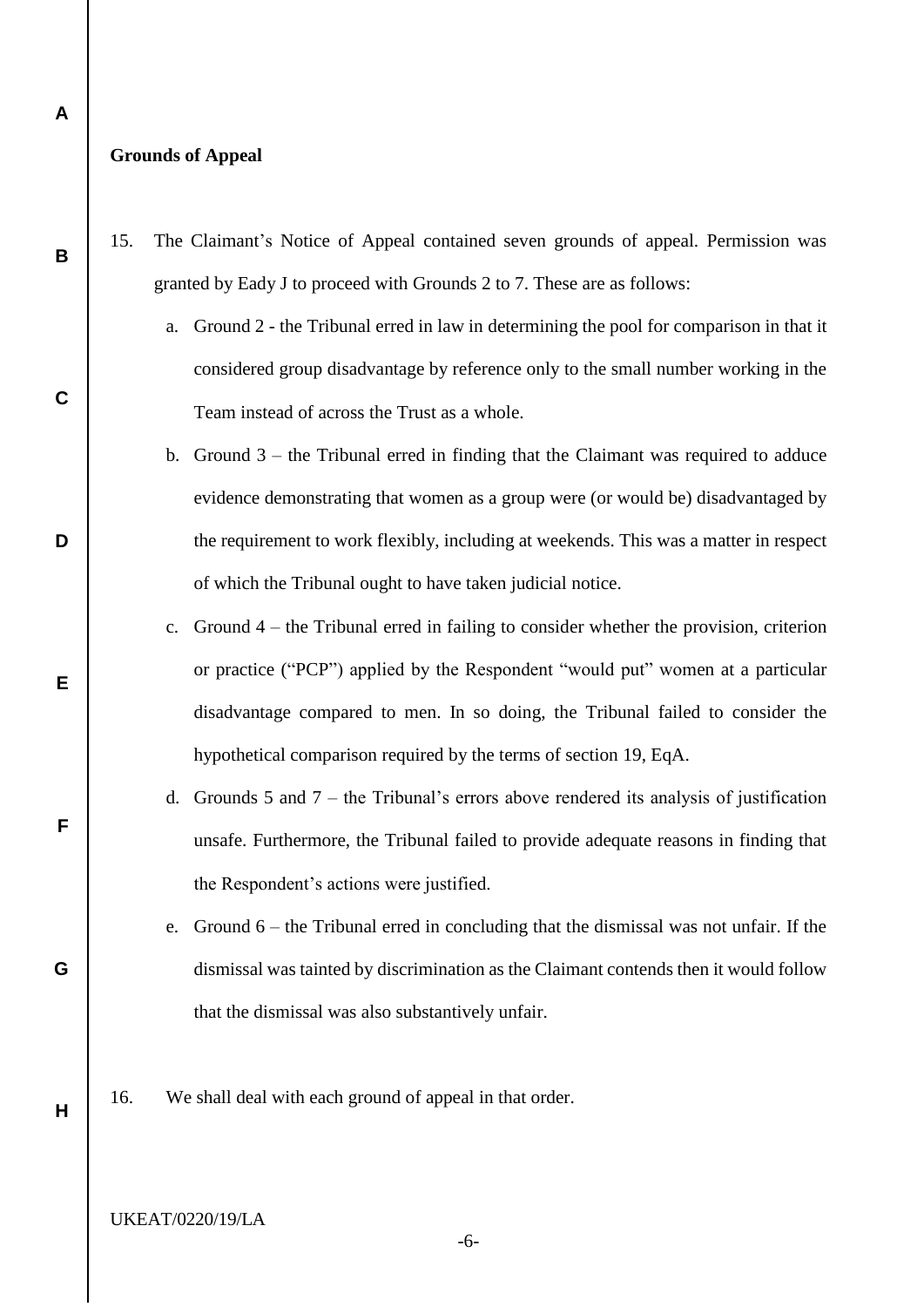**Grounds of Appeal**

15. The Claimant's Notice of Appeal contained seven grounds of appeal. Permission was granted by Eady J to proceed with Grounds 2 to 7. These are as follows:

   a. Ground 2 - the Tribunal erred in law in determining the pool for comparison in that it considered group disadvantage by reference only to the small number working in the Team instead of across the Trust as a whole.

   b. Ground 3 – the Tribunal erred in finding that the Claimant was required to adduce evidence demonstrating that women as a group were (or would be) disadvantaged by the requirement to work flexibly, including at weekends. This was a matter in respect of which the Tribunal ought to have taken judicial notice.

   c. Ground 4 – the Tribunal erred in failing to consider whether the provision, criterion or practice ("PCP") applied by the Respondent "would put" women at a particular disadvantage compared to men. In so doing, the Tribunal failed to consider the hypothetical comparison required by the terms of section 19, EqA.

   d. Grounds 5 and 7 – the Tribunal's errors above rendered its analysis of justification unsafe. Furthermore, the Tribunal failed to provide adequate reasons in finding that the Respondent's actions were justified.

   e. Ground 6 – the Tribunal erred in concluding that the dismissal was not unfair. If the dismissal was tainted by discrimination as the Claimant contends then it would follow that the dismissal was also substantively unfair.

16. We shall deal with each ground of appeal in that order.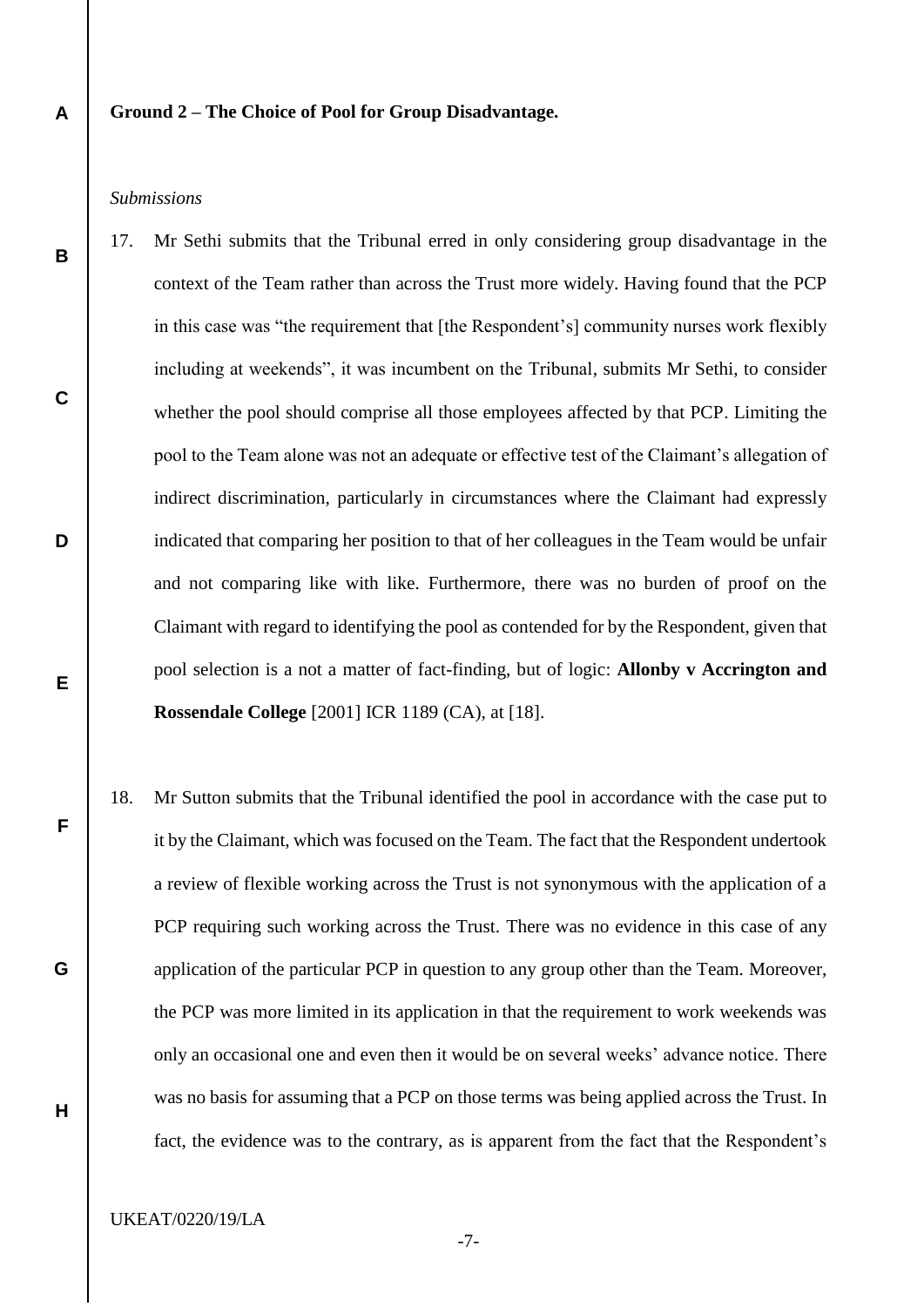**Ground 2 – The Choice of Pool for Group Disadvantage.**

*Submissions*

17. Mr Sethi submits that the Tribunal erred in only considering group disadvantage in the context of the Team rather than across the Trust more widely. Having found that the PCP in this case was "the requirement that [the Respondent's] community nurses work flexibly including at weekends", it was incumbent on the Tribunal, submits Mr Sethi, to consider whether the pool should comprise all those employees affected by that PCP. Limiting the pool to the Team alone was not an adequate or effective test of the Claimant's allegation of indirect discrimination, particularly in circumstances where the Claimant had expressly indicated that comparing her position to that of her colleagues in the Team would be unfair and not comparing like with like. Furthermore, there was no burden of proof on the Claimant with regard to identifying the pool as contended for by the Respondent, given that pool selection is a not a matter of fact-finding, but of logic: **Allonby v Accrington and Rossendale College** [2001] ICR 1189 (CA), at [18].

18. Mr Sutton submits that the Tribunal identified the pool in accordance with the case put to it by the Claimant, which was focused on the Team. The fact that the Respondent undertook a review of flexible working across the Trust is not synonymous with the application of a PCP requiring such working across the Trust. There was no evidence in this case of any application of the particular PCP in question to any group other than the Team. Moreover, the PCP was more limited in its application in that the requirement to work weekends was only an occasional one and even then it would be on several weeks' advance notice. There was no basis for assuming that a PCP on those terms was being applied across the Trust. In fact, the evidence was to the contrary, as is apparent from the fact that the Respondent's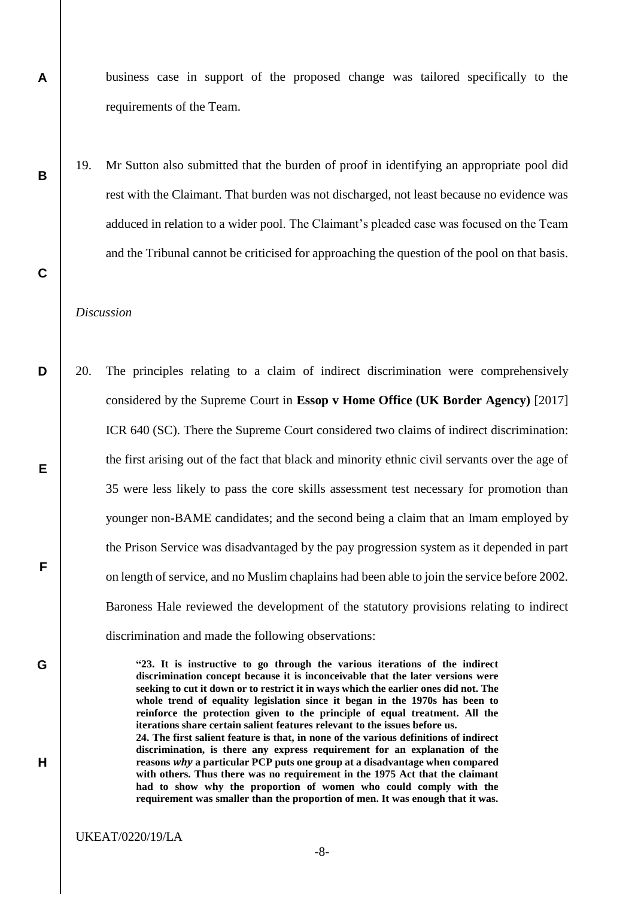business case in support of the proposed change was tailored specifically to the requirements of the Team.

19. Mr Sutton also submitted that the burden of proof in identifying an appropriate pool did rest with the Claimant. That burden was not discharged, not least because no evidence was adduced in relation to a wider pool. The Claimant's pleaded case was focused on the Team and the Tribunal cannot be criticised for approaching the question of the pool on that basis.

*Discussion*

20. The principles relating to a claim of indirect discrimination were comprehensively considered by the Supreme Court in **Essop v Home Office (UK Border Agency)** [2017] ICR 640 (SC). There the Supreme Court considered two claims of indirect discrimination: the first arising out of the fact that black and minority ethnic civil servants over the age of 35 were less likely to pass the core skills assessment test necessary for promotion than younger non-BAME candidates; and the second being a claim that an Imam employed by the Prison Service was disadvantaged by the pay progression system as it depended in part on length of service, and no Muslim chaplains had been able to join the service before 2002. Baroness Hale reviewed the development of the statutory provisions relating to indirect discrimination and made the following observations:

> **"23. It is instructive to go through the various iterations of the indirect discrimination concept because it is inconceivable that the later versions were seeking to cut it down or to restrict it in ways which the earlier ones did not. The whole trend of equality legislation since it began in the 1970s has been to reinforce the protection given to the principle of equal treatment. All the iterations share certain salient features relevant to the issues before us.**
> **24. The first salient feature is that, in none of the various definitions of indirect discrimination, is there any express requirement for an explanation of the reasons *why* a particular PCP puts one group at a disadvantage when compared with others. Thus there was no requirement in the 1975 Act that the claimant had to show why the proportion of women who could comply with the requirement was smaller than the proportion of men. It was enough that it was.**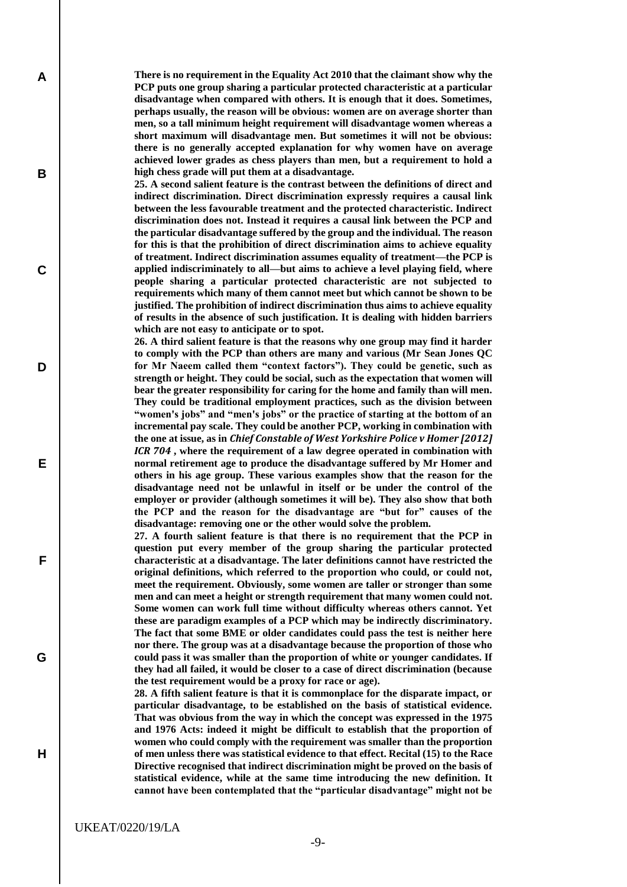**There is no requirement in the Equality Act 2010 that the claimant show why the PCP puts one group sharing a particular protected characteristic at a particular disadvantage when compared with others. It is enough that it does. Sometimes, perhaps usually, the reason will be obvious: women are on average shorter than men, so a tall minimum height requirement will disadvantage women whereas a short maximum will disadvantage men. But sometimes it will not be obvious: there is no generally accepted explanation for why women have on average achieved lower grades as chess players than men, but a requirement to hold a high chess grade will put them at a disadvantage.**

**25. A second salient feature is the contrast between the definitions of direct and indirect discrimination. Direct discrimination expressly requires a causal link between the less favourable treatment and the protected characteristic. Indirect discrimination does not. Instead it requires a causal link between the PCP and the particular disadvantage suffered by the group and the individual. The reason for this is that the prohibition of direct discrimination aims to achieve equality of treatment. Indirect discrimination assumes equality of treatment—the PCP is applied indiscriminately to all—but aims to achieve a level playing field, where people sharing a particular protected characteristic are not subjected to requirements which many of them cannot meet but which cannot be shown to be justified. The prohibition of indirect discrimination thus aims to achieve equality of results in the absence of such justification. It is dealing with hidden barriers which are not easy to anticipate or to spot.**

**26. A third salient feature is that the reasons why one group may find it harder to comply with the PCP than others are many and various (Mr Sean Jones QC for Mr Naeem called them "context factors"). They could be genetic, such as strength or height. They could be social, such as the expectation that women will bear the greater responsibility for caring for the home and family than will men. They could be traditional employment practices, such as the division between "women's jobs" and "men's jobs" or the practice of starting at the bottom of an incremental pay scale. They could be another PCP, working in combination with the one at issue, as in *Chief Constable of West Yorkshire Police v Homer [2012] ICR 704*, where the requirement of a law degree operated in combination with normal retirement age to produce the disadvantage suffered by Mr Homer and others in his age group. These various examples show that the reason for the disadvantage need not be unlawful in itself or be under the control of the employer or provider (although sometimes it will be). They also show that both the PCP and the reason for the disadvantage are "but for" causes of the disadvantage: removing one or the other would solve the problem.**

**27. A fourth salient feature is that there is no requirement that the PCP in question put every member of the group sharing the particular protected characteristic at a disadvantage. The later definitions cannot have restricted the original definitions, which referred to the proportion who could, or could not, meet the requirement. Obviously, some women are taller or stronger than some men and can meet a height or strength requirement that many women could not. Some women can work full time without difficulty whereas others cannot. Yet these are paradigm examples of a PCP which may be indirectly discriminatory. The fact that some BME or older candidates could pass the test is neither here nor there. The group was at a disadvantage because the proportion of those who could pass it was smaller than the proportion of white or younger candidates. If they had all failed, it would be closer to a case of direct discrimination (because the test requirement would be a proxy for race or age).**

**28. A fifth salient feature is that it is commonplace for the disparate impact, or particular disadvantage, to be established on the basis of statistical evidence. That was obvious from the way in which the concept was expressed in the 1975 and 1976 Acts: indeed it might be difficult to establish that the proportion of women who could comply with the requirement was smaller than the proportion of men unless there was statistical evidence to that effect. Recital (15) to the Race Directive recognised that indirect discrimination might be proved on the basis of statistical evidence, while at the same time introducing the new definition. It cannot have been contemplated that the "particular disadvantage" might not be**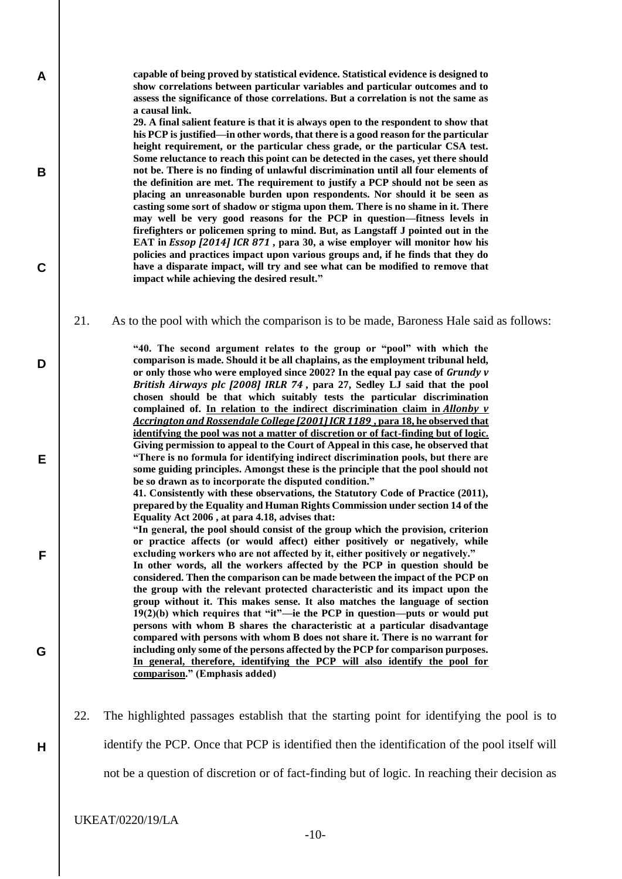**capable of being proved by statistical evidence. Statistical evidence is designed to show correlations between particular variables and particular outcomes and to assess the significance of those correlations. But a correlation is not the same as a causal link.**

**29. A final salient feature is that it is always open to the respondent to show that his PCP is justified—in other words, that there is a good reason for the particular height requirement, or the particular chess grade, or the particular CSA test. Some reluctance to reach this point can be detected in the cases, yet there should not be. There is no finding of unlawful discrimination until all four elements of the definition are met. The requirement to justify a PCP should not be seen as placing an unreasonable burden upon respondents. Nor should it be seen as casting some sort of shadow or stigma upon them. There is no shame in it. There may well be very good reasons for the PCP in question—fitness levels in firefighters or policemen spring to mind. But, as Langstaff J pointed out in the EAT in *Essop [2014] ICR 871*, para 30, a wise employer will monitor how his policies and practices impact upon various groups and, if he finds that they do have a disparate impact, will try and see what can be modified to remove that impact while achieving the desired result."**

21. As to the pool with which the comparison is to be made, Baroness Hale said as follows:

**"40. The second argument relates to the group or "pool" with which the comparison is made. Should it be all chaplains, as the employment tribunal held, or only those who were employed since 2002? In the equal pay case of *Grundy v British Airways plc [2008] IRLR 74*, para 27, Sedley LJ said that the pool chosen should be that which suitably tests the particular discrimination complained of. <u>In relation to the indirect discrimination claim in *Allonby v Accrington and Rossendale College [2001] ICR 1189*, para 18, he observed that identifying the pool was not a matter of discretion or of fact-finding but of logic.</u> Giving permission to appeal to the Court of Appeal in this case, he observed that "There is no formula for identifying indirect discrimination pools, but there are some guiding principles. Amongst these is the principle that the pool should not be so drawn as to incorporate the disputed condition."**

**41. Consistently with these observations, the Statutory Code of Practice (2011), prepared by the Equality and Human Rights Commission under section 14 of the Equality Act 2006, at para 4.18, advises that:**

**"In general, the pool should consist of the group which the provision, criterion or practice affects (or would affect) either positively or negatively, while excluding workers who are not affected by it, either positively or negatively."**

**In other words, all the workers affected by the PCP in question should be considered. Then the comparison can be made between the impact of the PCP on the group with the relevant protected characteristic and its impact upon the group without it. This makes sense. It also matches the language of section 19(2)(b) which requires that "it"—ie the PCP in question—puts or would put persons with whom B shares the characteristic at a particular disadvantage compared with persons with whom B does not share it. There is no warrant for including only some of the persons affected by the PCP for comparison purposes. <u>In general, therefore, identifying the PCP will also identify the pool for comparison</u>." (Emphasis added)**

22. The highlighted passages establish that the starting point for identifying the pool is to identify the PCP. Once that PCP is identified then the identification of the pool itself will not be a question of discretion or of fact-finding but of logic. In reaching their decision as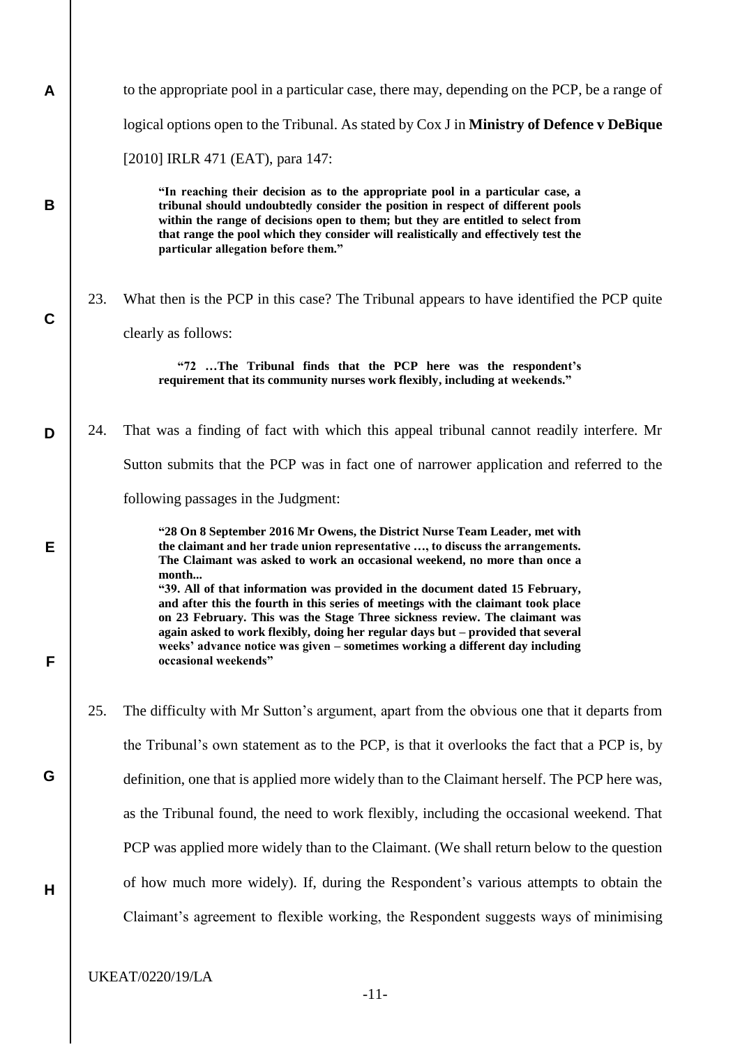to the appropriate pool in a particular case, there may, depending on the PCP, be a range of logical options open to the Tribunal. As stated by Cox J in **Ministry of Defence v DeBique** [2010] IRLR 471 (EAT), para 147:

> **"In reaching their decision as to the appropriate pool in a particular case, a tribunal should undoubtedly consider the position in respect of different pools within the range of decisions open to them; but they are entitled to select from that range the pool which they consider will realistically and effectively test the particular allegation before them."**

23. What then is the PCP in this case? The Tribunal appears to have identified the PCP quite clearly as follows:

> **"72 …The Tribunal finds that the PCP here was the respondent's requirement that its community nurses work flexibly, including at weekends."**

24. That was a finding of fact with which this appeal tribunal cannot readily interfere. Mr Sutton submits that the PCP was in fact one of narrower application and referred to the following passages in the Judgment:

> **"28 On 8 September 2016 Mr Owens, the District Nurse Team Leader, met with the claimant and her trade union representative …, to discuss the arrangements. The Claimant was asked to work an occasional weekend, no more than once a month...**
>
> **"39. All of that information was provided in the document dated 15 February, and after this the fourth in this series of meetings with the claimant took place on 23 February. This was the Stage Three sickness review. The claimant was again asked to work flexibly, doing her regular days but – provided that several weeks' advance notice was given – sometimes working a different day including occasional weekends"**

25. The difficulty with Mr Sutton's argument, apart from the obvious one that it departs from the Tribunal's own statement as to the PCP, is that it overlooks the fact that a PCP is, by definition, one that is applied more widely than to the Claimant herself. The PCP here was, as the Tribunal found, the need to work flexibly, including the occasional weekend. That PCP was applied more widely than to the Claimant. (We shall return below to the question of how much more widely). If, during the Respondent's various attempts to obtain the Claimant's agreement to flexible working, the Respondent suggests ways of minimising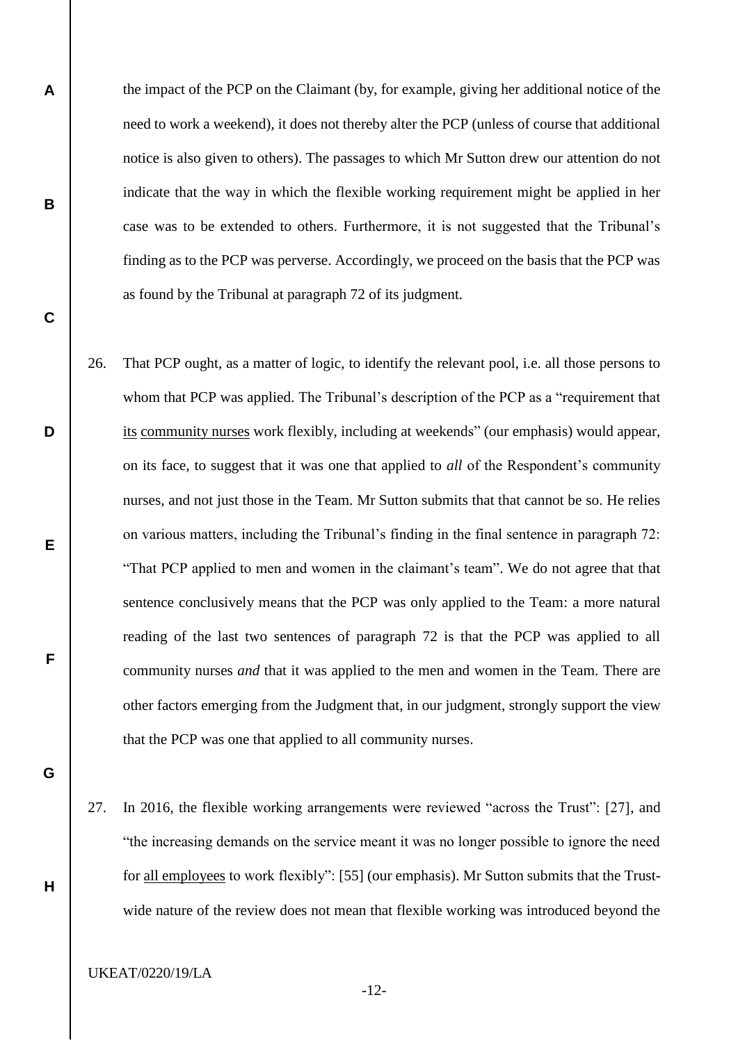the impact of the PCP on the Claimant (by, for example, giving her additional notice of the need to work a weekend), it does not thereby alter the PCP (unless of course that additional notice is also given to others). The passages to which Mr Sutton drew our attention do not indicate that the way in which the flexible working requirement might be applied in her case was to be extended to others. Furthermore, it is not suggested that the Tribunal's finding as to the PCP was perverse. Accordingly, we proceed on the basis that the PCP was as found by the Tribunal at paragraph 72 of its judgment.

26. That PCP ought, as a matter of logic, to identify the relevant pool, i.e. all those persons to whom that PCP was applied. The Tribunal's description of the PCP as a "requirement that <u>its</u> <u>community nurses</u> work flexibly, including at weekends" (our emphasis) would appear, on its face, to suggest that it was one that applied to *all* of the Respondent's community nurses, and not just those in the Team. Mr Sutton submits that that cannot be so. He relies on various matters, including the Tribunal's finding in the final sentence in paragraph 72: "That PCP applied to men and women in the claimant's team". We do not agree that that sentence conclusively means that the PCP was only applied to the Team: a more natural reading of the last two sentences of paragraph 72 is that the PCP was applied to all community nurses *and* that it was applied to the men and women in the Team. There are other factors emerging from the Judgment that, in our judgment, strongly support the view that the PCP was one that applied to all community nurses.

27. In 2016, the flexible working arrangements were reviewed "across the Trust": [27], and "the increasing demands on the service meant it was no longer possible to ignore the need for <u>all employees</u> to work flexibly": [55] (our emphasis). Mr Sutton submits that the Trust-wide nature of the review does not mean that flexible working was introduced beyond the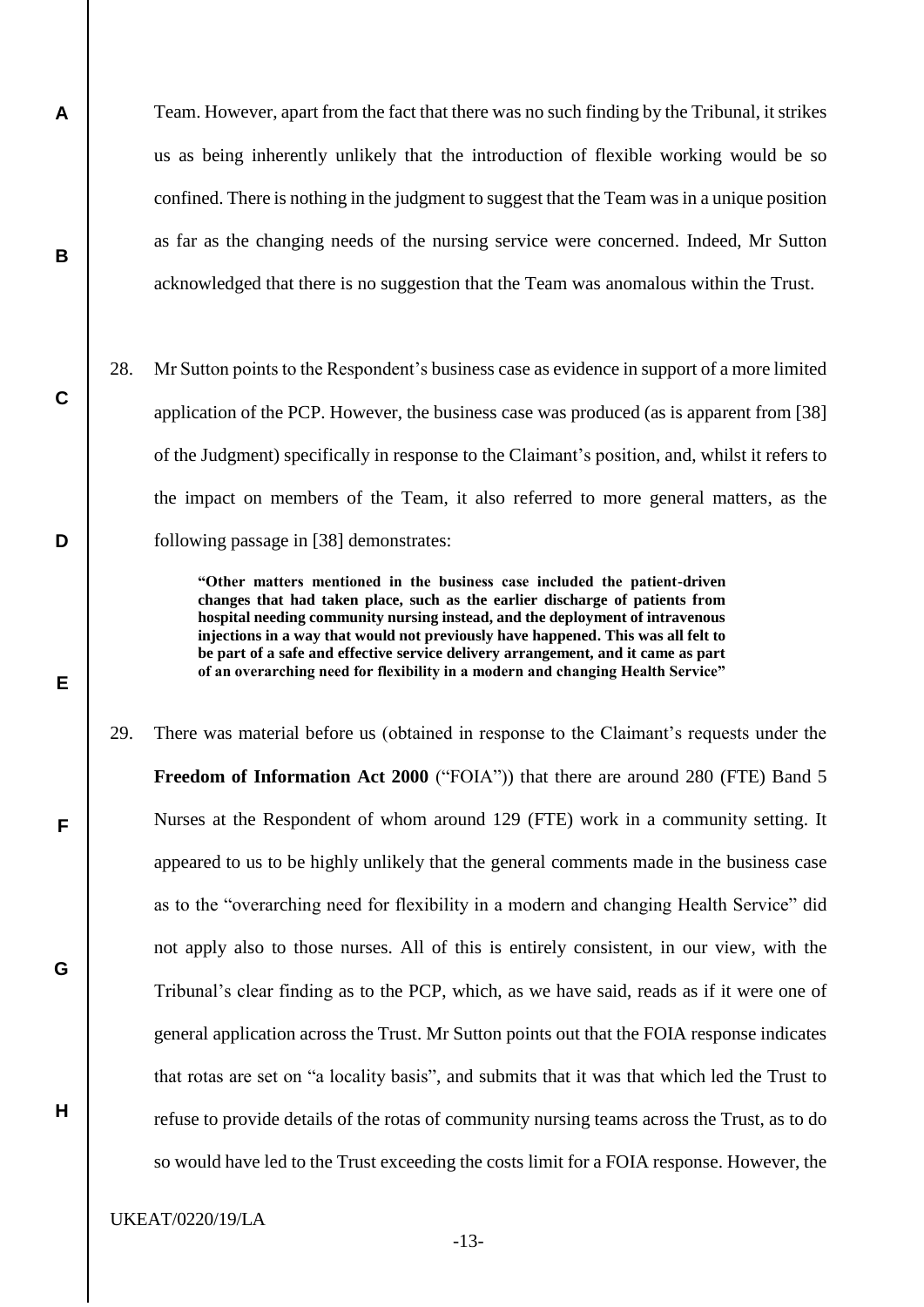Team. However, apart from the fact that there was no such finding by the Tribunal, it strikes us as being inherently unlikely that the introduction of flexible working would be so confined. There is nothing in the judgment to suggest that the Team was in a unique position as far as the changing needs of the nursing service were concerned. Indeed, Mr Sutton acknowledged that there is no suggestion that the Team was anomalous within the Trust.

28. Mr Sutton points to the Respondent's business case as evidence in support of a more limited application of the PCP. However, the business case was produced (as is apparent from [38] of the Judgment) specifically in response to the Claimant's position, and, whilst it refers to the impact on members of the Team, it also referred to more general matters, as the following passage in [38] demonstrates:

> **"Other matters mentioned in the business case included the patient-driven changes that had taken place, such as the earlier discharge of patients from hospital needing community nursing instead, and the deployment of intravenous injections in a way that would not previously have happened. This was all felt to be part of a safe and effective service delivery arrangement, and it came as part of an overarching need for flexibility in a modern and changing Health Service"**

29. There was material before us (obtained in response to the Claimant's requests under the **Freedom of Information Act 2000** ("FOIA")) that there are around 280 (FTE) Band 5 Nurses at the Respondent of whom around 129 (FTE) work in a community setting. It appeared to us to be highly unlikely that the general comments made in the business case as to the "overarching need for flexibility in a modern and changing Health Service" did not apply also to those nurses. All of this is entirely consistent, in our view, with the Tribunal's clear finding as to the PCP, which, as we have said, reads as if it were one of general application across the Trust. Mr Sutton points out that the FOIA response indicates that rotas are set on "a locality basis", and submits that it was that which led the Trust to refuse to provide details of the rotas of community nursing teams across the Trust, as to do so would have led to the Trust exceeding the costs limit for a FOIA response. However, the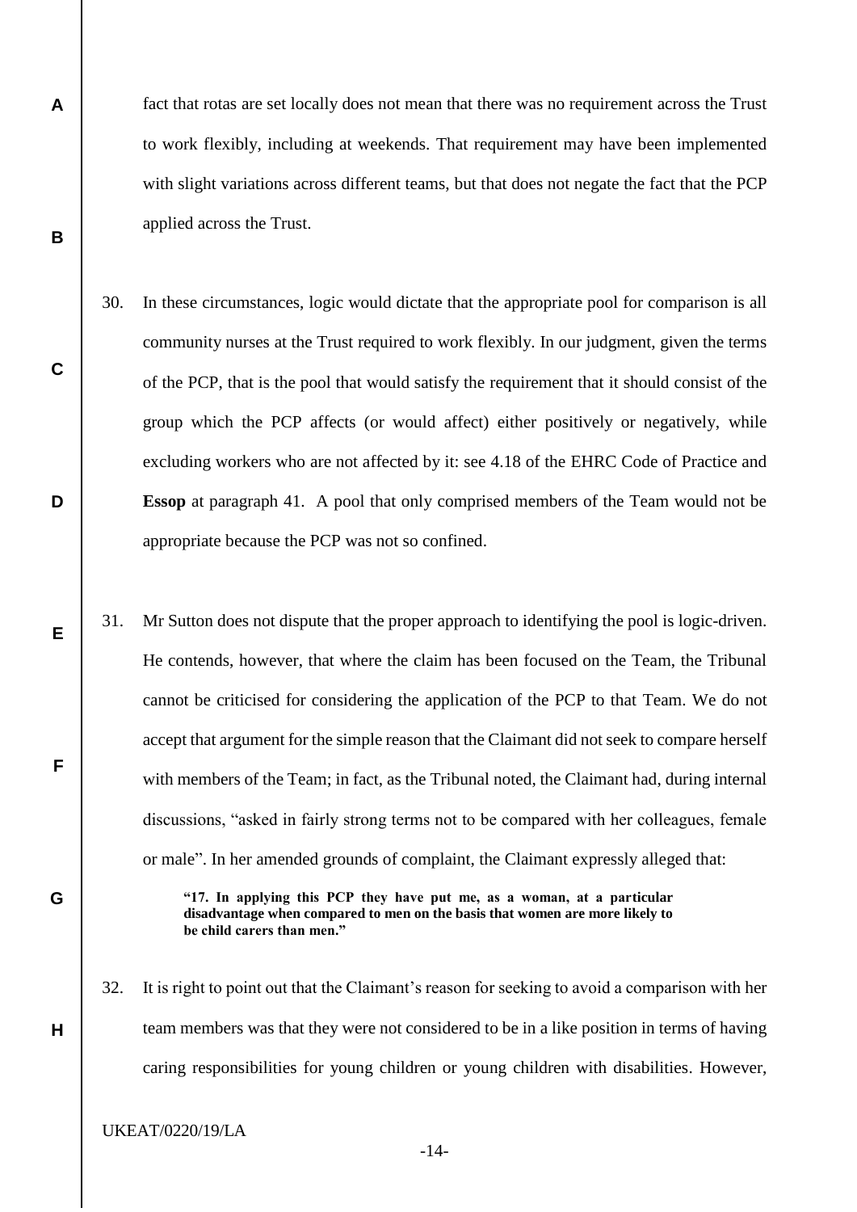fact that rotas are set locally does not mean that there was no requirement across the Trust to work flexibly, including at weekends. That requirement may have been implemented with slight variations across different teams, but that does not negate the fact that the PCP applied across the Trust.

30. In these circumstances, logic would dictate that the appropriate pool for comparison is all community nurses at the Trust required to work flexibly. In our judgment, given the terms of the PCP, that is the pool that would satisfy the requirement that it should consist of the group which the PCP affects (or would affect) either positively or negatively, while excluding workers who are not affected by it: see 4.18 of the EHRC Code of Practice and **Essop** at paragraph 41. A pool that only comprised members of the Team would not be appropriate because the PCP was not so confined.

31. Mr Sutton does not dispute that the proper approach to identifying the pool is logic-driven. He contends, however, that where the claim has been focused on the Team, the Tribunal cannot be criticised for considering the application of the PCP to that Team. We do not accept that argument for the simple reason that the Claimant did not seek to compare herself with members of the Team; in fact, as the Tribunal noted, the Claimant had, during internal discussions, "asked in fairly strong terms not to be compared with her colleagues, female or male". In her amended grounds of complaint, the Claimant expressly alleged that:

> **"17. In applying this PCP they have put me, as a woman, at a particular disadvantage when compared to men on the basis that women are more likely to be child carers than men."**

32. It is right to point out that the Claimant's reason for seeking to avoid a comparison with her team members was that they were not considered to be in a like position in terms of having caring responsibilities for young children or young children with disabilities. However,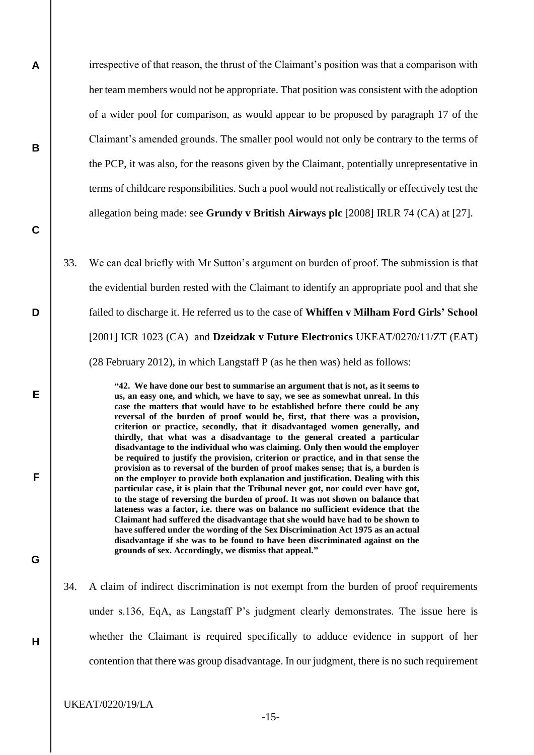irrespective of that reason, the thrust of the Claimant's position was that a comparison with her team members would not be appropriate. That position was consistent with the adoption of a wider pool for comparison, as would appear to be proposed by paragraph 17 of the Claimant's amended grounds. The smaller pool would not only be contrary to the terms of the PCP, it was also, for the reasons given by the Claimant, potentially unrepresentative in terms of childcare responsibilities. Such a pool would not realistically or effectively test the allegation being made: see **Grundy v British Airways plc** [2008] IRLR 74 (CA) at [27].

33. We can deal briefly with Mr Sutton's argument on burden of proof. The submission is that the evidential burden rested with the Claimant to identify an appropriate pool and that she failed to discharge it. He referred us to the case of **Whiffen v Milham Ford Girls' School** [2001] ICR 1023 (CA) and **Dzeidzak v Future Electronics** UKEAT/0270/11/ZT (EAT) (28 February 2012), in which Langstaff P (as he then was) held as follows:

> **"42. We have done our best to summarise an argument that is not, as it seems to us, an easy one, and which, we have to say, we see as somewhat unreal. In this case the matters that would have to be established before there could be any reversal of the burden of proof would be, first, that there was a provision, criterion or practice, secondly, that it disadvantaged women generally, and thirdly, that what was a disadvantage to the general created a particular disadvantage to the individual who was claiming. Only then would the employer be required to justify the provision, criterion or practice, and in that sense the provision as to reversal of the burden of proof makes sense; that is, a burden is on the employer to provide both explanation and justification. Dealing with this particular case, it is plain that the Tribunal never got, nor could ever have got, to the stage of reversing the burden of proof. It was not shown on balance that lateness was a factor, i.e. there was on balance no sufficient evidence that the Claimant had suffered the disadvantage that she would have had to be shown to have suffered under the wording of the Sex Discrimination Act 1975 as an actual disadvantage if she was to be found to have been discriminated against on the grounds of sex. Accordingly, we dismiss that appeal."**

34. A claim of indirect discrimination is not exempt from the burden of proof requirements under s.136, EqA, as Langstaff P's judgment clearly demonstrates. The issue here is whether the Claimant is required specifically to adduce evidence in support of her contention that there was group disadvantage. In our judgment, there is no such requirement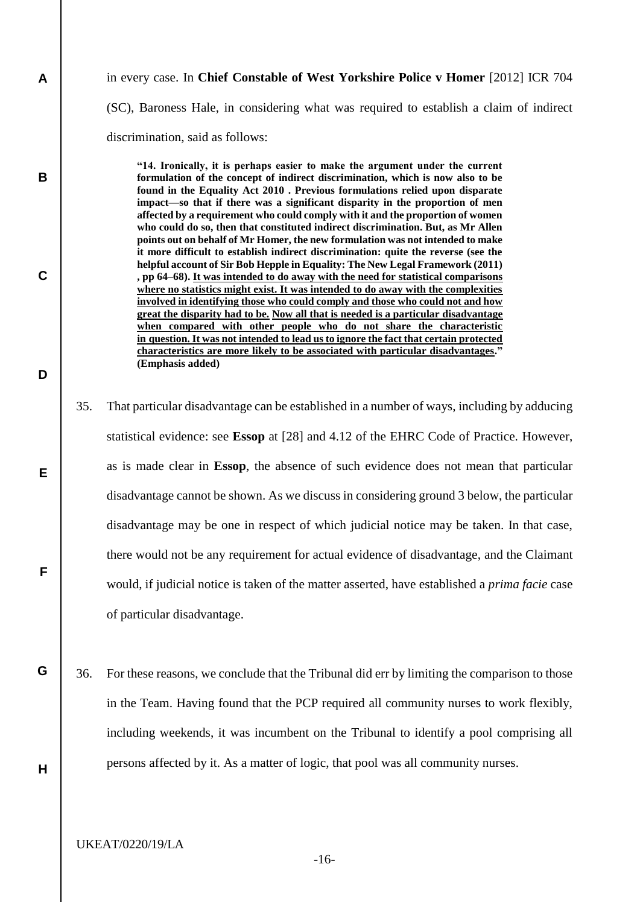in every case. In **Chief Constable of West Yorkshire Police v Homer** [2012] ICR 704 (SC), Baroness Hale, in considering what was required to establish a claim of indirect discrimination, said as follows:

> **"14. Ironically, it is perhaps easier to make the argument under the current formulation of the concept of indirect discrimination, which is now also to be found in the Equality Act 2010 . Previous formulations relied upon disparate impact—so that if there was a significant disparity in the proportion of men affected by a requirement who could comply with it and the proportion of women who could do so, then that constituted indirect discrimination. But, as Mr Allen points out on behalf of Mr Homer, the new formulation was not intended to make it more difficult to establish indirect discrimination: quite the reverse (see the helpful account of Sir Bob Hepple in Equality: The New Legal Framework (2011) , pp 64–68). <u>It was intended to do away with the need for statistical comparisons where no statistics might exist. It was intended to do away with the complexities involved in identifying those who could comply and those who could not and how great the disparity had to be.</u> <u>Now all that is needed is a particular disadvantage when compared with other people who do not share the characteristic in question. It was not intended to lead us to ignore the fact that certain protected characteristics are more likely to be associated with particular disadvantages</u>." (Emphasis added)**

35. That particular disadvantage can be established in a number of ways, including by adducing statistical evidence: see **Essop** at [28] and 4.12 of the EHRC Code of Practice. However, as is made clear in **Essop**, the absence of such evidence does not mean that particular disadvantage cannot be shown. As we discuss in considering ground 3 below, the particular disadvantage may be one in respect of which judicial notice may be taken. In that case, there would not be any requirement for actual evidence of disadvantage, and the Claimant would, if judicial notice is taken of the matter asserted, have established a *prima facie* case of particular disadvantage.

36. For these reasons, we conclude that the Tribunal did err by limiting the comparison to those in the Team. Having found that the PCP required all community nurses to work flexibly, including weekends, it was incumbent on the Tribunal to identify a pool comprising all persons affected by it. As a matter of logic, that pool was all community nurses.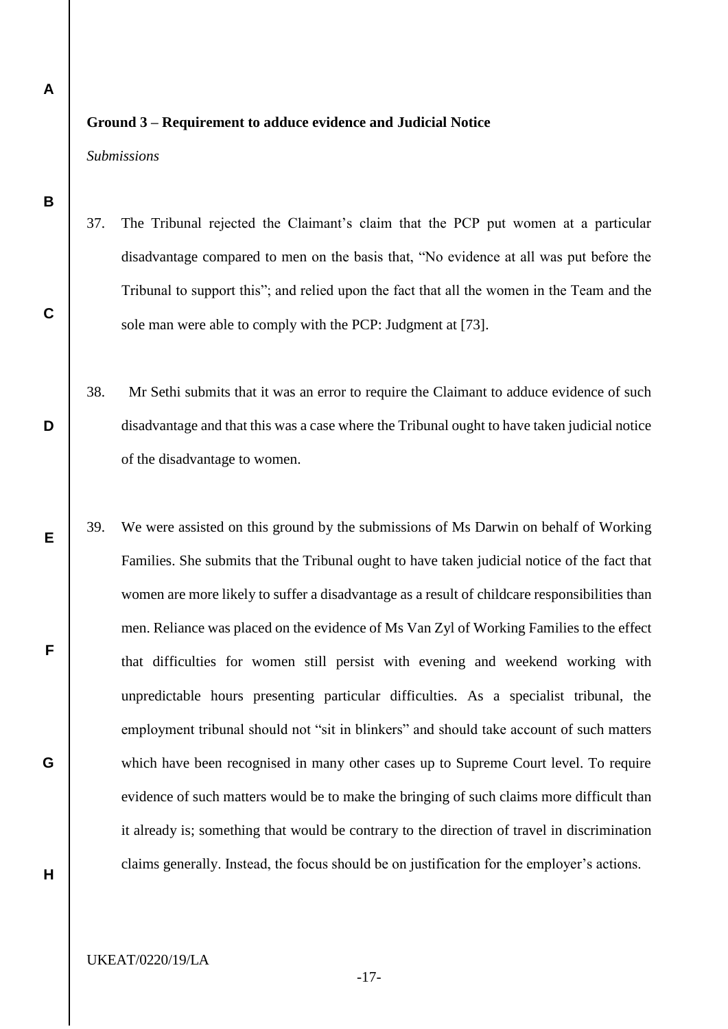**Ground 3 – Requirement to adduce evidence and Judicial Notice**

*Submissions*

37. The Tribunal rejected the Claimant's claim that the PCP put women at a particular disadvantage compared to men on the basis that, "No evidence at all was put before the Tribunal to support this"; and relied upon the fact that all the women in the Team and the sole man were able to comply with the PCP: Judgment at [73].

38. Mr Sethi submits that it was an error to require the Claimant to adduce evidence of such disadvantage and that this was a case where the Tribunal ought to have taken judicial notice of the disadvantage to women.

39. We were assisted on this ground by the submissions of Ms Darwin on behalf of Working Families. She submits that the Tribunal ought to have taken judicial notice of the fact that women are more likely to suffer a disadvantage as a result of childcare responsibilities than men. Reliance was placed on the evidence of Ms Van Zyl of Working Families to the effect that difficulties for women still persist with evening and weekend working with unpredictable hours presenting particular difficulties. As a specialist tribunal, the employment tribunal should not "sit in blinkers" and should take account of such matters which have been recognised in many other cases up to Supreme Court level. To require evidence of such matters would be to make the bringing of such claims more difficult than it already is; something that would be contrary to the direction of travel in discrimination claims generally. Instead, the focus should be on justification for the employer's actions.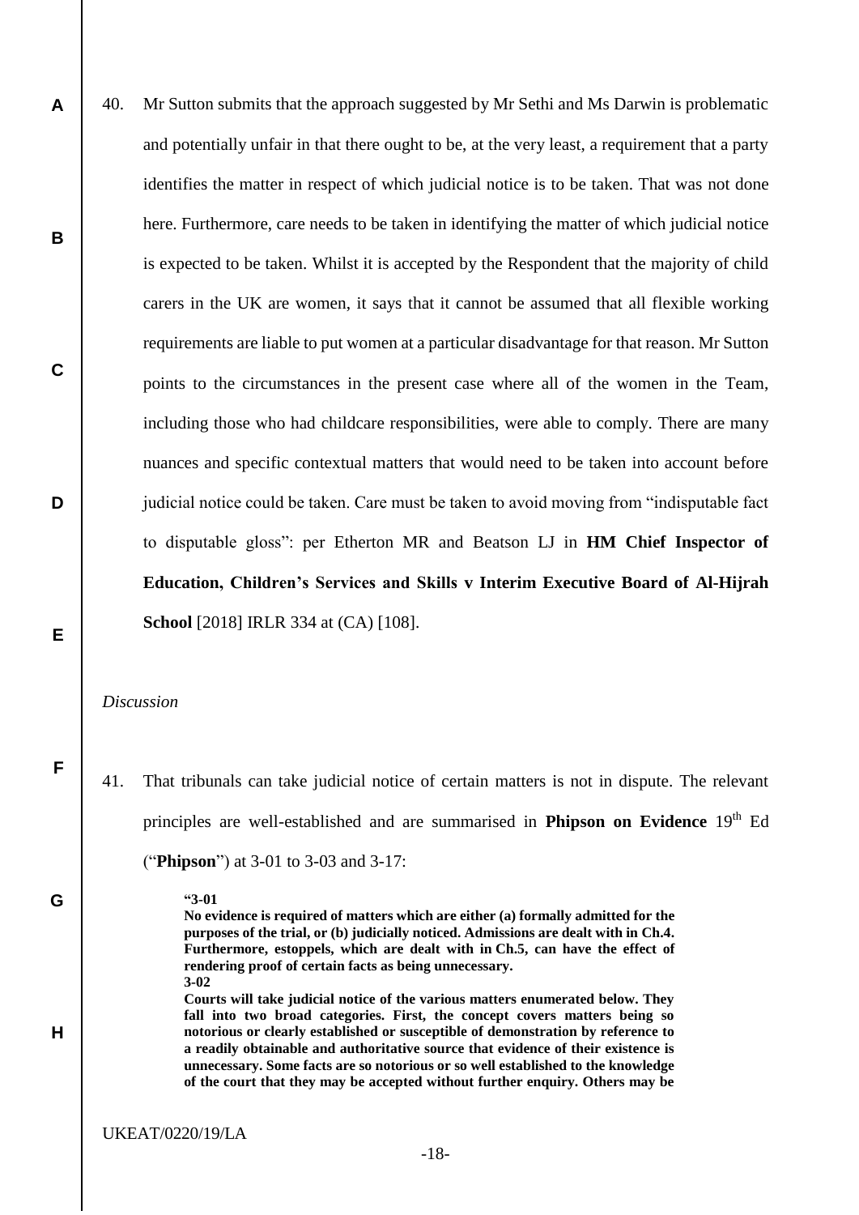40. Mr Sutton submits that the approach suggested by Mr Sethi and Ms Darwin is problematic and potentially unfair in that there ought to be, at the very least, a requirement that a party identifies the matter in respect of which judicial notice is to be taken. That was not done here. Furthermore, care needs to be taken in identifying the matter of which judicial notice is expected to be taken. Whilst it is accepted by the Respondent that the majority of child carers in the UK are women, it says that it cannot be assumed that all flexible working requirements are liable to put women at a particular disadvantage for that reason. Mr Sutton points to the circumstances in the present case where all of the women in the Team, including those who had childcare responsibilities, were able to comply. There are many nuances and specific contextual matters that would need to be taken into account before judicial notice could be taken. Care must be taken to avoid moving from "indisputable fact to disputable gloss": per Etherton MR and Beatson LJ in **HM Chief Inspector of Education, Children's Services and Skills v Interim Executive Board of Al-Hijrah School** [2018] IRLR 334 at (CA) [108].

*Discussion*

41. That tribunals can take judicial notice of certain matters is not in dispute. The relevant principles are well-established and are summarised in **Phipson on Evidence** 19th Ed ("**Phipson**") at 3-01 to 3-03 and 3-17:

> **"3-01**
> **No evidence is required of matters which are either (a) formally admitted for the purposes of the trial, or (b) judicially noticed. Admissions are dealt with in Ch.4. Furthermore, estoppels, which are dealt with in Ch.5, can have the effect of rendering proof of certain facts as being unnecessary.**
> **3-02**
> **Courts will take judicial notice of the various matters enumerated below. They fall into two broad categories. First, the concept covers matters being so notorious or clearly established or susceptible of demonstration by reference to a readily obtainable and authoritative source that evidence of their existence is unnecessary. Some facts are so notorious or so well established to the knowledge of the court that they may be accepted without further enquiry. Others may be**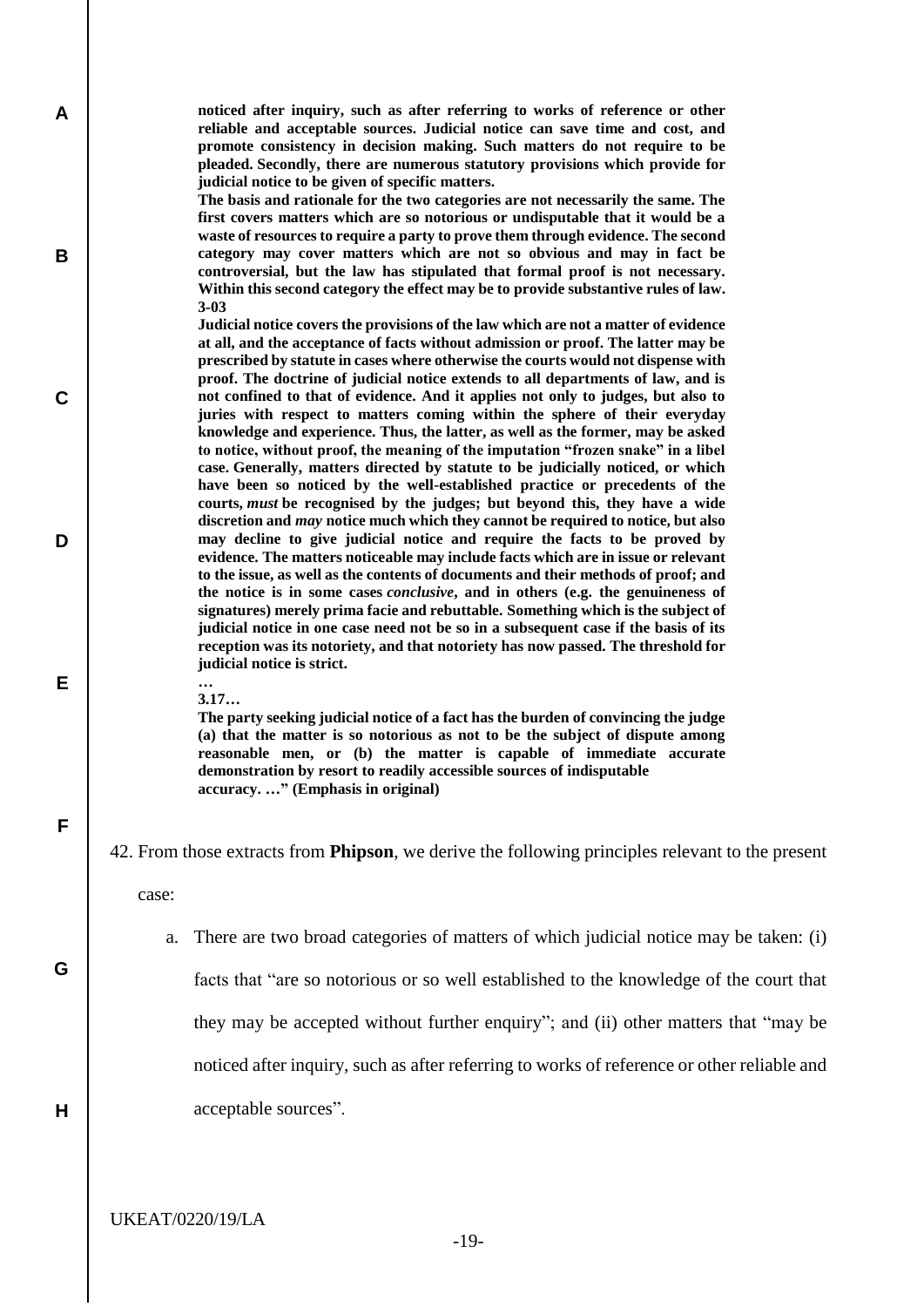**noticed after inquiry, such as after referring to works of reference or other reliable and acceptable sources. Judicial notice can save time and cost, and promote consistency in decision making. Such matters do not require to be pleaded. Secondly, there are numerous statutory provisions which provide for judicial notice to be given of specific matters.**

**The basis and rationale for the two categories are not necessarily the same. The first covers matters which are so notorious or undisputable that it would be a waste of resources to require a party to prove them through evidence. The second category may cover matters which are not so obvious and may in fact be controversial, but the law has stipulated that formal proof is not necessary. Within this second category the effect may be to provide substantive rules of law.**

**3-03**

**Judicial notice covers the provisions of the law which are not a matter of evidence at all, and the acceptance of facts without admission or proof. The latter may be prescribed by statute in cases where otherwise the courts would not dispense with proof. The doctrine of judicial notice extends to all departments of law, and is not confined to that of evidence. And it applies not only to judges, but also to juries with respect to matters coming within the sphere of their everyday knowledge and experience. Thus, the latter, as well as the former, may be asked to notice, without proof, the meaning of the imputation "frozen snake" in a libel case. Generally, matters directed by statute to be judicially noticed, or which have been so noticed by the well-established practice or precedents of the courts, *must* be recognised by the judges; but beyond this, they have a wide discretion and *may* notice much which they cannot be required to notice, but also may decline to give judicial notice and require the facts to be proved by evidence. The matters noticeable may include facts which are in issue or relevant to the issue, as well as the contents of documents and their methods of proof; and the notice is in some cases *conclusive*, and in others (e.g. the genuineness of signatures) merely prima facie and rebuttable. Something which is the subject of judicial notice in one case need not be so in a subsequent case if the basis of its reception was its notoriety, and that notoriety has now passed. The threshold for judicial notice is strict.**

**…**

**3.17…**

**The party seeking judicial notice of a fact has the burden of convincing the judge (a) that the matter is so notorious as not to be the subject of dispute among reasonable men, or (b) the matter is capable of immediate accurate demonstration by resort to readily accessible sources of indisputable accuracy. …" (Emphasis in original)**

42. From those extracts from **Phipson**, we derive the following principles relevant to the present case:

    a. There are two broad categories of matters of which judicial notice may be taken: (i) facts that "are so notorious or so well established to the knowledge of the court that they may be accepted without further enquiry"; and (ii) other matters that "may be noticed after inquiry, such as after referring to works of reference or other reliable and acceptable sources".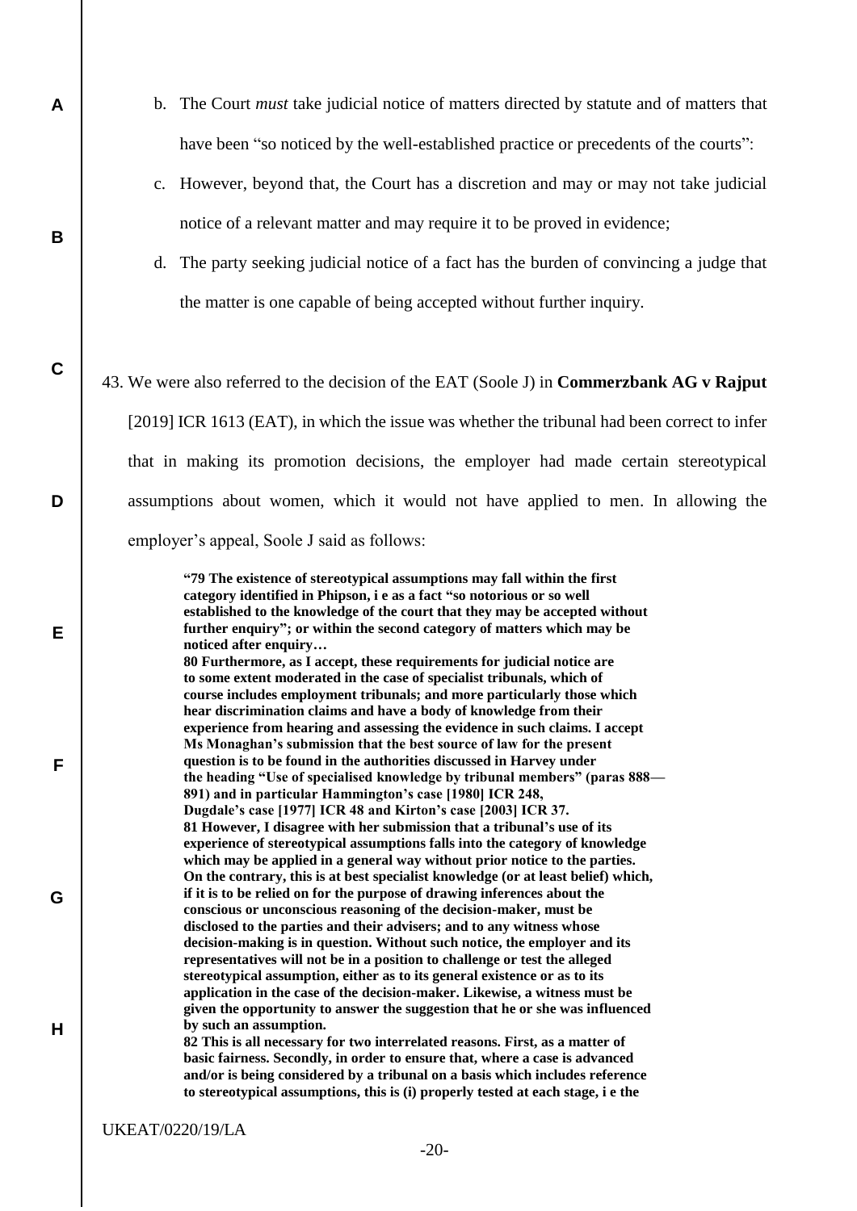b. The Court *must* take judicial notice of matters directed by statute and of matters that have been "so noticed by the well-established practice or precedents of the courts":

c. However, beyond that, the Court has a discretion and may or may not take judicial notice of a relevant matter and may require it to be proved in evidence;

d. The party seeking judicial notice of a fact has the burden of convincing a judge that the matter is one capable of being accepted without further inquiry.

43. We were also referred to the decision of the EAT (Soole J) in **Commerzbank AG v Rajput** [2019] ICR 1613 (EAT), in which the issue was whether the tribunal had been correct to infer that in making its promotion decisions, the employer had made certain stereotypical assumptions about women, which it would not have applied to men. In allowing the employer's appeal, Soole J said as follows:

> **"79 The existence of stereotypical assumptions may fall within the first category identified in Phipson, i e as a fact "so notorious or so well established to the knowledge of the court that they may be accepted without further enquiry"; or within the second category of matters which may be noticed after enquiry…**
> **80 Furthermore, as I accept, these requirements for judicial notice are to some extent moderated in the case of specialist tribunals, which of course includes employment tribunals; and more particularly those which hear discrimination claims and have a body of knowledge from their experience from hearing and assessing the evidence in such claims. I accept Ms Monaghan's submission that the best source of law for the present question is to be found in the authorities discussed in Harvey under the heading "Use of specialised knowledge by tribunal members" (paras 888—891) and in particular Hammington's case [1980] ICR 248, Dugdale's case [1977] ICR 48 and Kirton's case [2003] ICR 37.**
> **81 However, I disagree with her submission that a tribunal's use of its experience of stereotypical assumptions falls into the category of knowledge which may be applied in a general way without prior notice to the parties. On the contrary, this is at best specialist knowledge (or at least belief) which, if it is to be relied on for the purpose of drawing inferences about the conscious or unconscious reasoning of the decision-maker, must be disclosed to the parties and their advisers; and to any witness whose decision-making is in question. Without such notice, the employer and its representatives will not be in a position to challenge or test the alleged stereotypical assumption, either as to its general existence or as to its application in the case of the decision-maker. Likewise, a witness must be given the opportunity to answer the suggestion that he or she was influenced by such an assumption.**
> **82 This is all necessary for two interrelated reasons. First, as a matter of basic fairness. Secondly, in order to ensure that, where a case is advanced and/or is being considered by a tribunal on a basis which includes reference to stereotypical assumptions, this is (i) properly tested at each stage, i e the**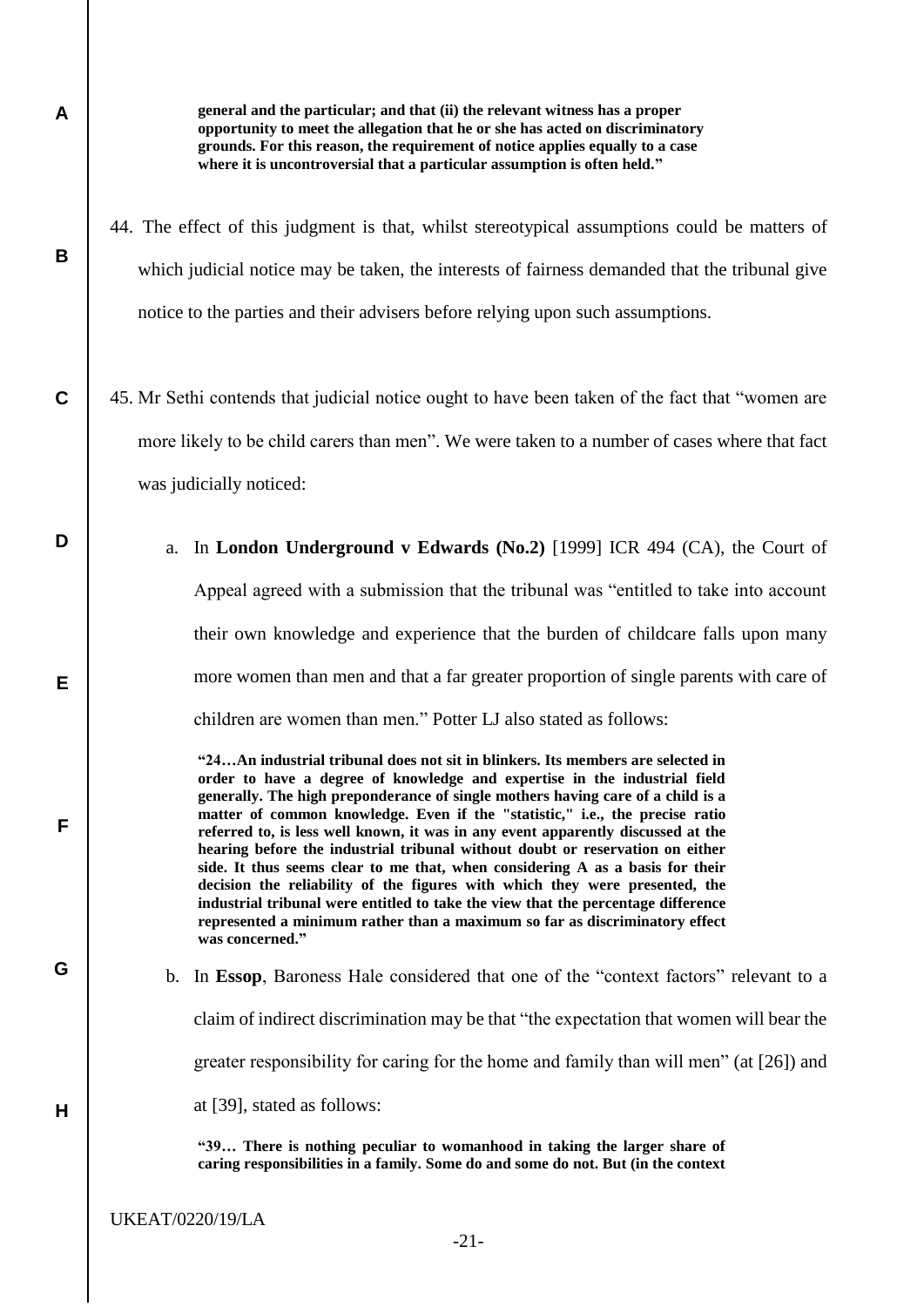**general and the particular; and that (ii) the relevant witness has a proper opportunity to meet the allegation that he or she has acted on discriminatory grounds. For this reason, the requirement of notice applies equally to a case where it is uncontroversial that a particular assumption is often held."**

44. The effect of this judgment is that, whilst stereotypical assumptions could be matters of which judicial notice may be taken, the interests of fairness demanded that the tribunal give notice to the parties and their advisers before relying upon such assumptions.

45. Mr Sethi contends that judicial notice ought to have been taken of the fact that "women are more likely to be child carers than men". We were taken to a number of cases where that fact was judicially noticed:

   a. In **London Underground v Edwards (No.2)** [1999] ICR 494 (CA), the Court of Appeal agreed with a submission that the tribunal was "entitled to take into account their own knowledge and experience that the burden of childcare falls upon many more women than men and that a far greater proportion of single parents with care of children are women than men." Potter LJ also stated as follows:

   **"24…An industrial tribunal does not sit in blinkers. Its members are selected in order to have a degree of knowledge and expertise in the industrial field generally. The high preponderance of single mothers having care of a child is a matter of common knowledge. Even if the "statistic," i.e., the precise ratio referred to, is less well known, it was in any event apparently discussed at the hearing before the industrial tribunal without doubt or reservation on either side. It thus seems clear to me that, when considering A as a basis for their decision the reliability of the figures with which they were presented, the industrial tribunal were entitled to take the view that the percentage difference represented a minimum rather than a maximum so far as discriminatory effect was concerned."**

   b. In **Essop**, Baroness Hale considered that one of the "context factors" relevant to a claim of indirect discrimination may be that "the expectation that women will bear the greater responsibility for caring for the home and family than will men" (at [26]) and at [39], stated as follows:

   **"39… There is nothing peculiar to womanhood in taking the larger share of caring responsibilities in a family. Some do and some do not. But (in the context**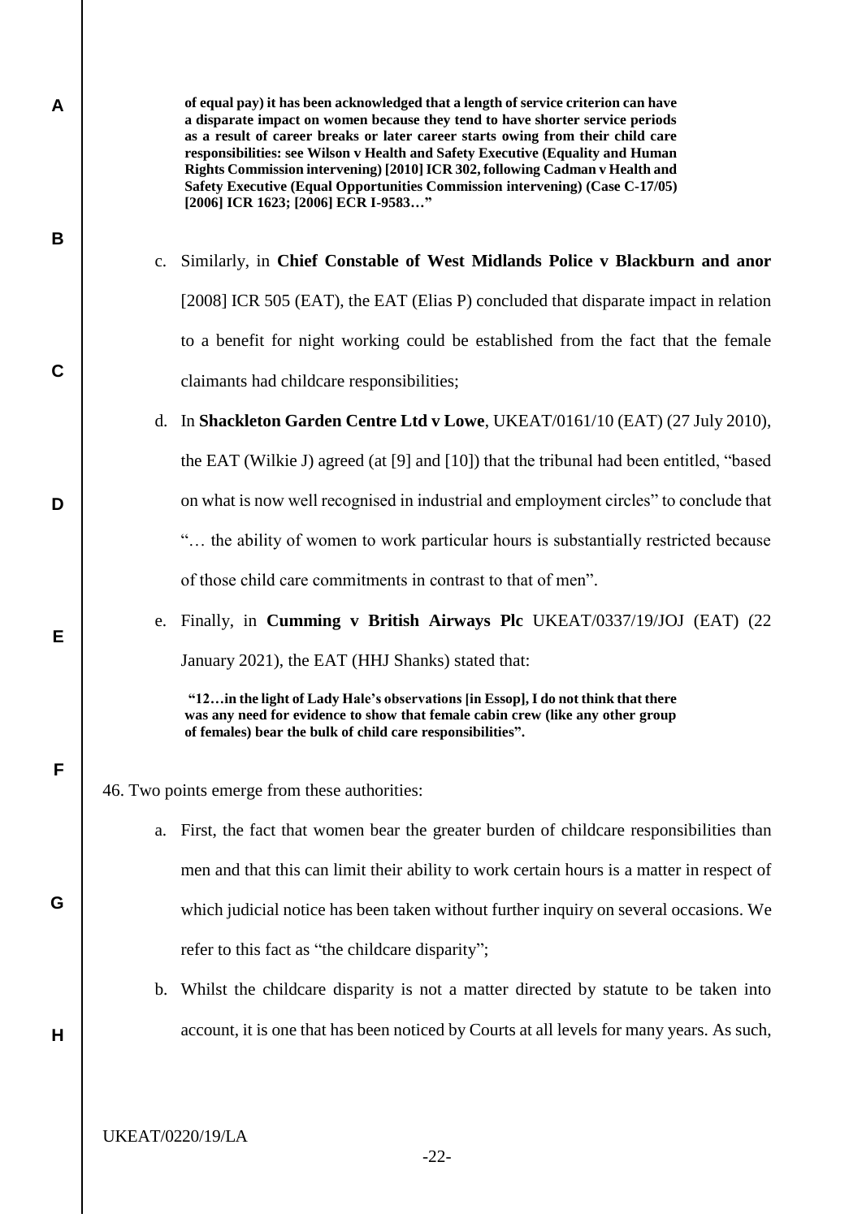**of equal pay) it has been acknowledged that a length of service criterion can have a disparate impact on women because they tend to have shorter service periods as a result of career breaks or later career starts owing from their child care responsibilities: see Wilson v Health and Safety Executive (Equality and Human Rights Commission intervening) [2010] ICR 302, following Cadman v Health and Safety Executive (Equal Opportunities Commission intervening) (Case C-17/05) [2006] ICR 1623; [2006] ECR I-9583…"**

c. Similarly, in **Chief Constable of West Midlands Police v Blackburn and anor** [2008] ICR 505 (EAT), the EAT (Elias P) concluded that disparate impact in relation to a benefit for night working could be established from the fact that the female claimants had childcare responsibilities;

d. In **Shackleton Garden Centre Ltd v Lowe**, UKEAT/0161/10 (EAT) (27 July 2010), the EAT (Wilkie J) agreed (at [9] and [10]) that the tribunal had been entitled, "based on what is now well recognised in industrial and employment circles" to conclude that "… the ability of women to work particular hours is substantially restricted because of those child care commitments in contrast to that of men".

e. Finally, in **Cumming v British Airways Plc** UKEAT/0337/19/JOJ (EAT) (22 January 2021), the EAT (HHJ Shanks) stated that:

> **"12…in the light of Lady Hale's observations [in Essop], I do not think that there was any need for evidence to show that female cabin crew (like any other group of females) bear the bulk of child care responsibilities".**

46. Two points emerge from these authorities:

a. First, the fact that women bear the greater burden of childcare responsibilities than men and that this can limit their ability to work certain hours is a matter in respect of which judicial notice has been taken without further inquiry on several occasions. We refer to this fact as "the childcare disparity";

b. Whilst the childcare disparity is not a matter directed by statute to be taken into account, it is one that has been noticed by Courts at all levels for many years. As such,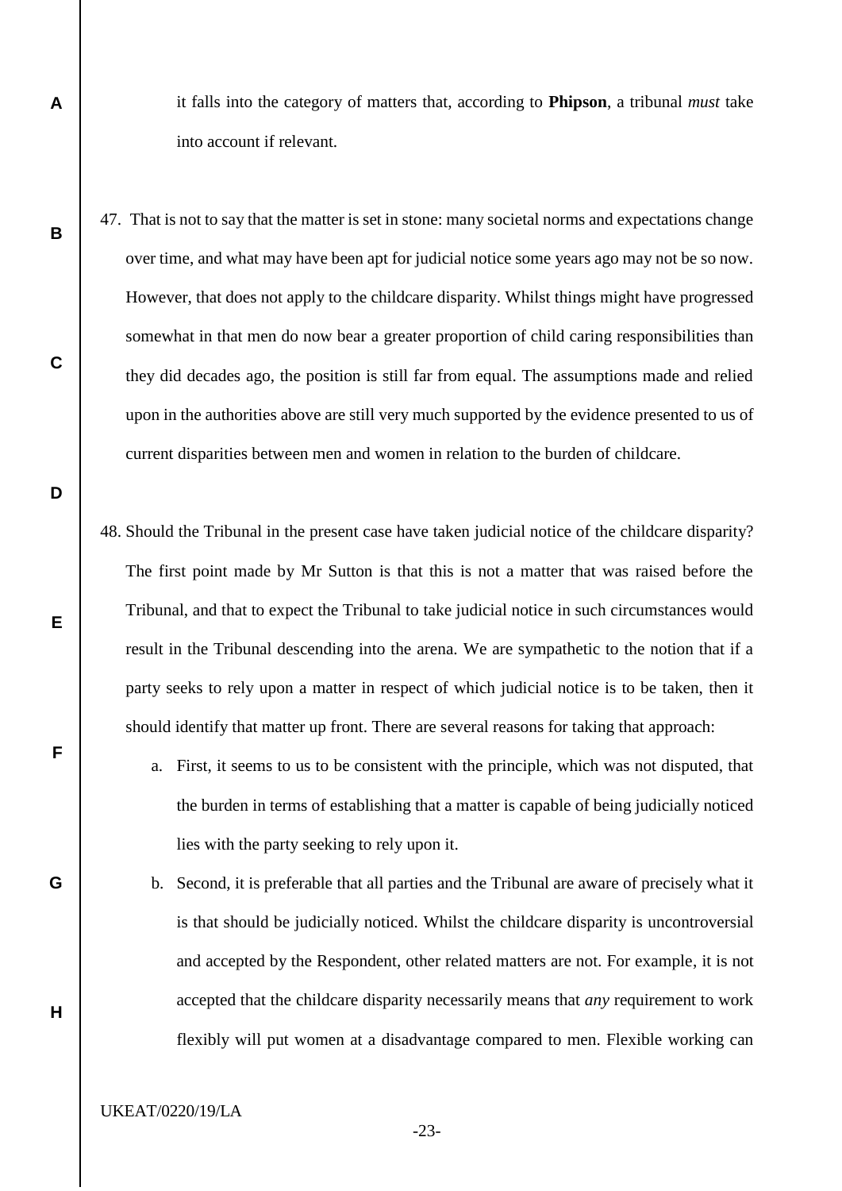it falls into the category of matters that, according to **Phipson**, a tribunal *must* take into account if relevant.

47. That is not to say that the matter is set in stone: many societal norms and expectations change over time, and what may have been apt for judicial notice some years ago may not be so now. However, that does not apply to the childcare disparity. Whilst things might have progressed somewhat in that men do now bear a greater proportion of child caring responsibilities than they did decades ago, the position is still far from equal. The assumptions made and relied upon in the authorities above are still very much supported by the evidence presented to us of current disparities between men and women in relation to the burden of childcare.

48. Should the Tribunal in the present case have taken judicial notice of the childcare disparity? The first point made by Mr Sutton is that this is not a matter that was raised before the Tribunal, and that to expect the Tribunal to take judicial notice in such circumstances would result in the Tribunal descending into the arena. We are sympathetic to the notion that if a party seeks to rely upon a matter in respect of which judicial notice is to be taken, then it should identify that matter up front. There are several reasons for taking that approach:

   a. First, it seems to us to be consistent with the principle, which was not disputed, that the burden in terms of establishing that a matter is capable of being judicially noticed lies with the party seeking to rely upon it.

   b. Second, it is preferable that all parties and the Tribunal are aware of precisely what it is that should be judicially noticed. Whilst the childcare disparity is uncontroversial and accepted by the Respondent, other related matters are not. For example, it is not accepted that the childcare disparity necessarily means that *any* requirement to work flexibly will put women at a disadvantage compared to men. Flexible working can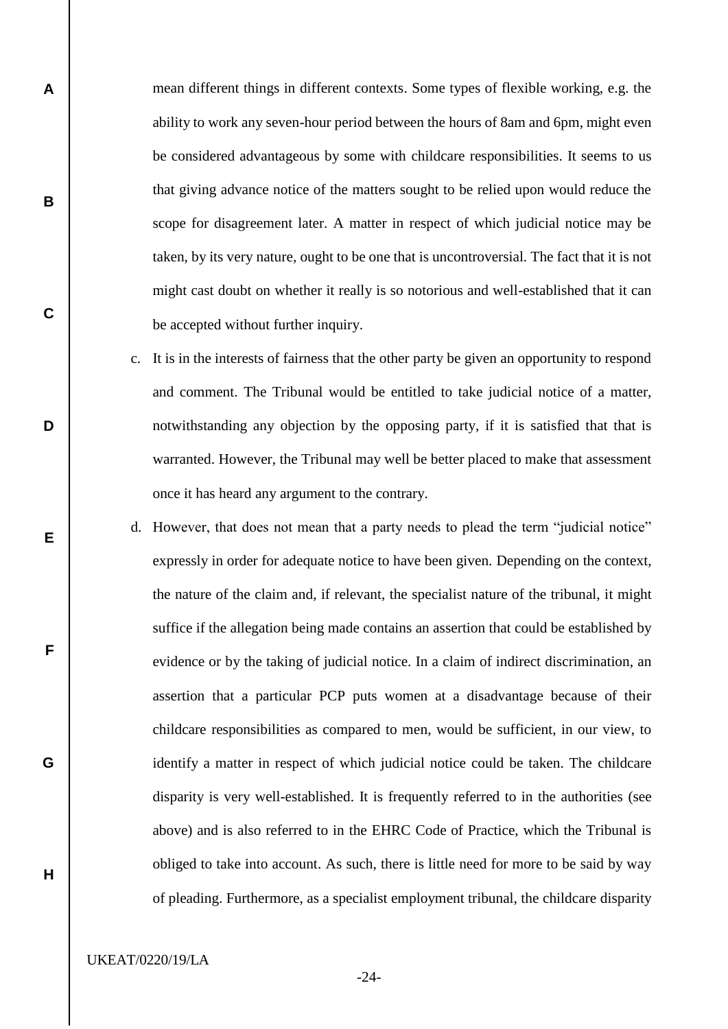mean different things in different contexts. Some types of flexible working, e.g. the ability to work any seven-hour period between the hours of 8am and 6pm, might even be considered advantageous by some with childcare responsibilities. It seems to us that giving advance notice of the matters sought to be relied upon would reduce the scope for disagreement later. A matter in respect of which judicial notice may be taken, by its very nature, ought to be one that is uncontroversial. The fact that it is not might cast doubt on whether it really is so notorious and well-established that it can be accepted without further inquiry.

c. It is in the interests of fairness that the other party be given an opportunity to respond and comment. The Tribunal would be entitled to take judicial notice of a matter, notwithstanding any objection by the opposing party, if it is satisfied that that is warranted. However, the Tribunal may well be better placed to make that assessment once it has heard any argument to the contrary.

d. However, that does not mean that a party needs to plead the term "judicial notice" expressly in order for adequate notice to have been given. Depending on the context, the nature of the claim and, if relevant, the specialist nature of the tribunal, it might suffice if the allegation being made contains an assertion that could be established by evidence or by the taking of judicial notice. In a claim of indirect discrimination, an assertion that a particular PCP puts women at a disadvantage because of their childcare responsibilities as compared to men, would be sufficient, in our view, to identify a matter in respect of which judicial notice could be taken. The childcare disparity is very well-established. It is frequently referred to in the authorities (see above) and is also referred to in the EHRC Code of Practice, which the Tribunal is obliged to take into account. As such, there is little need for more to be said by way of pleading. Furthermore, as a specialist employment tribunal, the childcare disparity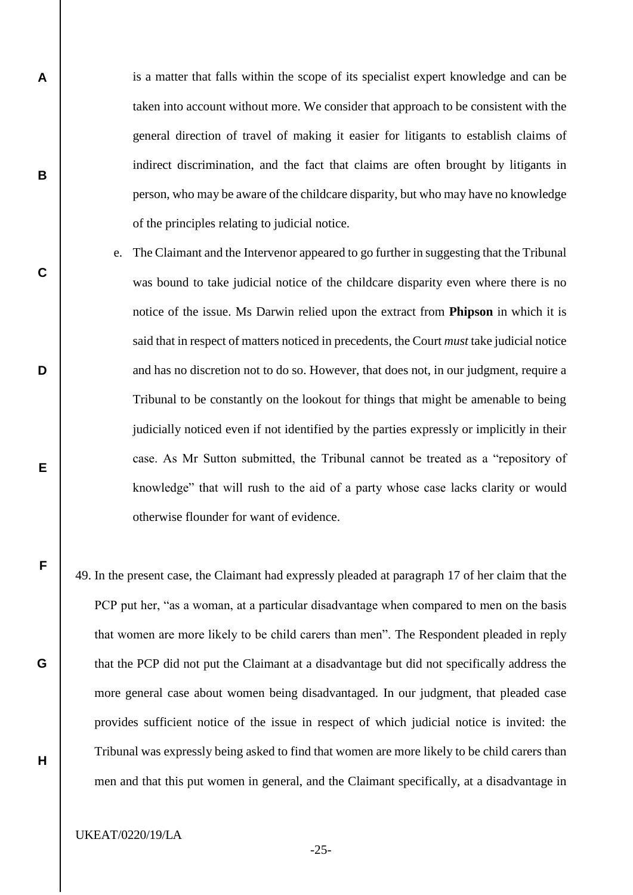is a matter that falls within the scope of its specialist expert knowledge and can be taken into account without more. We consider that approach to be consistent with the general direction of travel of making it easier for litigants to establish claims of indirect discrimination, and the fact that claims are often brought by litigants in person, who may be aware of the childcare disparity, but who may have no knowledge of the principles relating to judicial notice.

e. The Claimant and the Intervenor appeared to go further in suggesting that the Tribunal was bound to take judicial notice of the childcare disparity even where there is no notice of the issue. Ms Darwin relied upon the extract from **Phipson** in which it is said that in respect of matters noticed in precedents, the Court *must* take judicial notice and has no discretion not to do so. However, that does not, in our judgment, require a Tribunal to be constantly on the lookout for things that might be amenable to being judicially noticed even if not identified by the parties expressly or implicitly in their case. As Mr Sutton submitted, the Tribunal cannot be treated as a "repository of knowledge" that will rush to the aid of a party whose case lacks clarity or would otherwise flounder for want of evidence.

49. In the present case, the Claimant had expressly pleaded at paragraph 17 of her claim that the PCP put her, "as a woman, at a particular disadvantage when compared to men on the basis that women are more likely to be child carers than men". The Respondent pleaded in reply that the PCP did not put the Claimant at a disadvantage but did not specifically address the more general case about women being disadvantaged. In our judgment, that pleaded case provides sufficient notice of the issue in respect of which judicial notice is invited: the Tribunal was expressly being asked to find that women are more likely to be child carers than men and that this put women in general, and the Claimant specifically, at a disadvantage in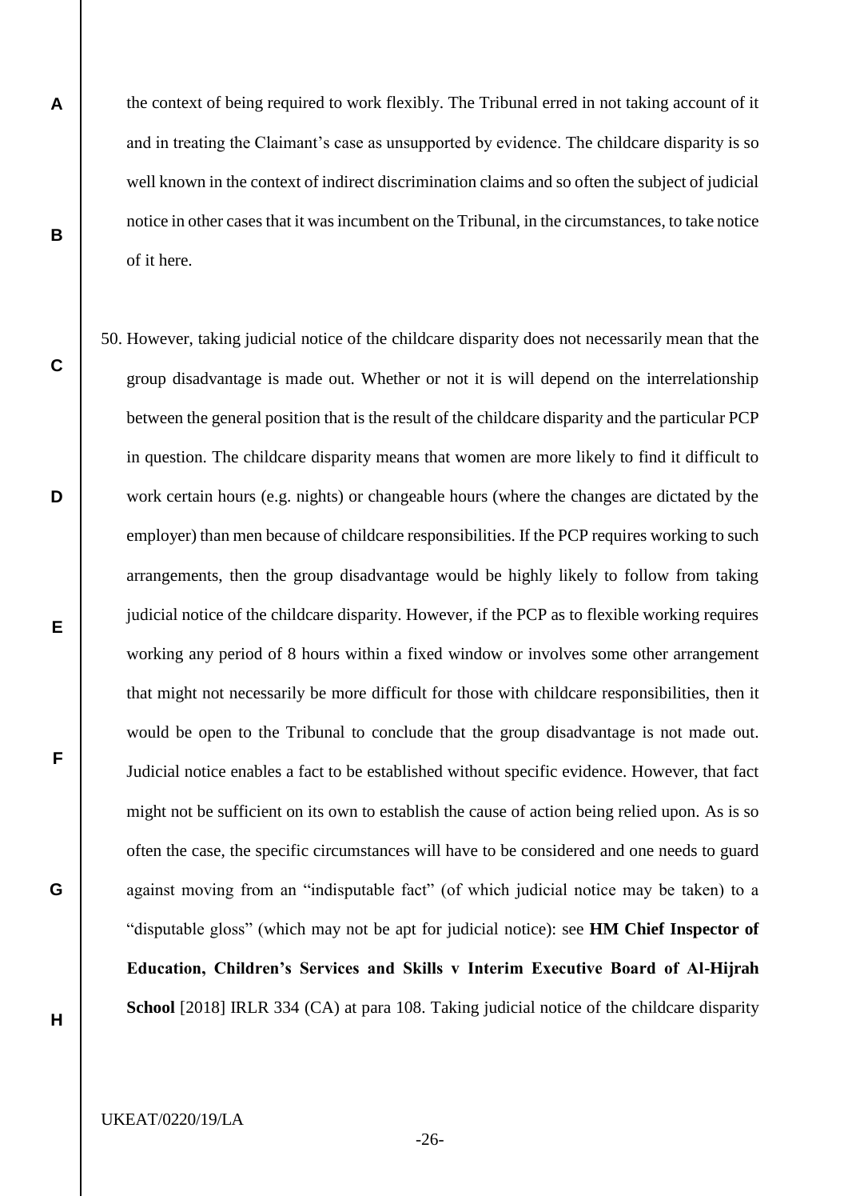the context of being required to work flexibly. The Tribunal erred in not taking account of it and in treating the Claimant's case as unsupported by evidence. The childcare disparity is so well known in the context of indirect discrimination claims and so often the subject of judicial notice in other cases that it was incumbent on the Tribunal, in the circumstances, to take notice of it here.

50. However, taking judicial notice of the childcare disparity does not necessarily mean that the group disadvantage is made out. Whether or not it is will depend on the interrelationship between the general position that is the result of the childcare disparity and the particular PCP in question. The childcare disparity means that women are more likely to find it difficult to work certain hours (e.g. nights) or changeable hours (where the changes are dictated by the employer) than men because of childcare responsibilities. If the PCP requires working to such arrangements, then the group disadvantage would be highly likely to follow from taking judicial notice of the childcare disparity. However, if the PCP as to flexible working requires working any period of 8 hours within a fixed window or involves some other arrangement that might not necessarily be more difficult for those with childcare responsibilities, then it would be open to the Tribunal to conclude that the group disadvantage is not made out. Judicial notice enables a fact to be established without specific evidence. However, that fact might not be sufficient on its own to establish the cause of action being relied upon. As is so often the case, the specific circumstances will have to be considered and one needs to guard against moving from an "indisputable fact" (of which judicial notice may be taken) to a "disputable gloss" (which may not be apt for judicial notice): see **HM Chief Inspector of Education, Children's Services and Skills v Interim Executive Board of Al-Hijrah School** [2018] IRLR 334 (CA) at para 108. Taking judicial notice of the childcare disparity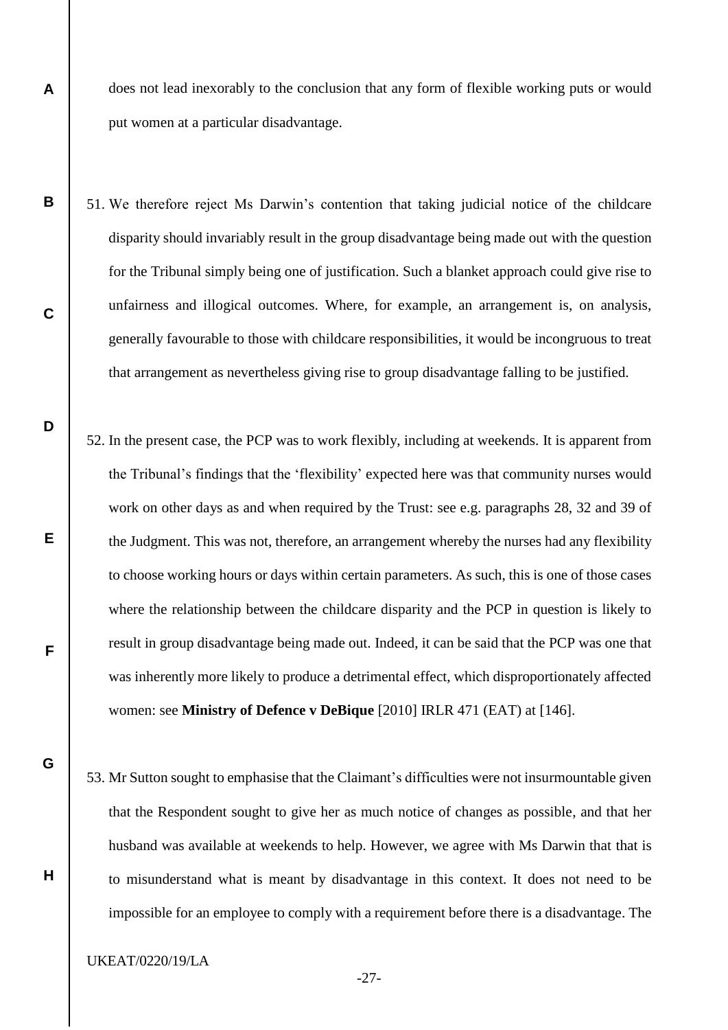does not lead inexorably to the conclusion that any form of flexible working puts or would put women at a particular disadvantage.

51. We therefore reject Ms Darwin's contention that taking judicial notice of the childcare disparity should invariably result in the group disadvantage being made out with the question for the Tribunal simply being one of justification. Such a blanket approach could give rise to unfairness and illogical outcomes. Where, for example, an arrangement is, on analysis, generally favourable to those with childcare responsibilities, it would be incongruous to treat that arrangement as nevertheless giving rise to group disadvantage falling to be justified.

52. In the present case, the PCP was to work flexibly, including at weekends. It is apparent from the Tribunal's findings that the 'flexibility' expected here was that community nurses would work on other days as and when required by the Trust: see e.g. paragraphs 28, 32 and 39 of the Judgment. This was not, therefore, an arrangement whereby the nurses had any flexibility to choose working hours or days within certain parameters. As such, this is one of those cases where the relationship between the childcare disparity and the PCP in question is likely to result in group disadvantage being made out. Indeed, it can be said that the PCP was one that was inherently more likely to produce a detrimental effect, which disproportionately affected women: see **Ministry of Defence v DeBique** [2010] IRLR 471 (EAT) at [146].

53. Mr Sutton sought to emphasise that the Claimant's difficulties were not insurmountable given that the Respondent sought to give her as much notice of changes as possible, and that her husband was available at weekends to help. However, we agree with Ms Darwin that that is to misunderstand what is meant by disadvantage in this context. It does not need to be impossible for an employee to comply with a requirement before there is a disadvantage. The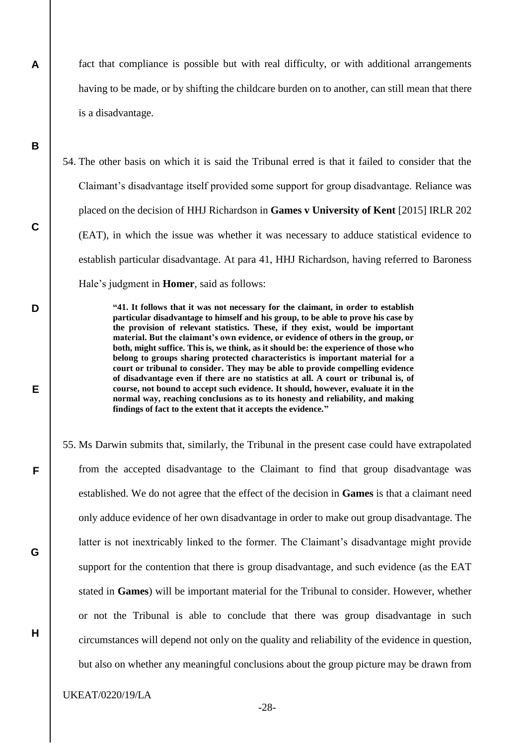fact that compliance is possible but with real difficulty, or with additional arrangements having to be made, or by shifting the childcare burden on to another, can still mean that there is a disadvantage.

54. The other basis on which it is said the Tribunal erred is that it failed to consider that the Claimant's disadvantage itself provided some support for group disadvantage. Reliance was placed on the decision of HHJ Richardson in **Games v University of Kent** [2015] IRLR 202 (EAT), in which the issue was whether it was necessary to adduce statistical evidence to establish particular disadvantage. At para 41, HHJ Richardson, having referred to Baroness Hale's judgment in **Homer**, said as follows:

> **"41. It follows that it was not necessary for the claimant, in order to establish particular disadvantage to himself and his group, to be able to prove his case by the provision of relevant statistics. These, if they exist, would be important material. But the claimant's own evidence, or evidence of others in the group, or both, might suffice. This is, we think, as it should be: the experience of those who belong to groups sharing protected characteristics is important material for a court or tribunal to consider. They may be able to provide compelling evidence of disadvantage even if there are no statistics at all. A court or tribunal is, of course, not bound to accept such evidence. It should, however, evaluate it in the normal way, reaching conclusions as to its honesty and reliability, and making findings of fact to the extent that it accepts the evidence."**

55. Ms Darwin submits that, similarly, the Tribunal in the present case could have extrapolated from the accepted disadvantage to the Claimant to find that group disadvantage was established. We do not agree that the effect of the decision in **Games** is that a claimant need only adduce evidence of her own disadvantage in order to make out group disadvantage. The latter is not inextricably linked to the former. The Claimant's disadvantage might provide support for the contention that there is group disadvantage, and such evidence (as the EAT stated in **Games**) will be important material for the Tribunal to consider. However, whether or not the Tribunal is able to conclude that there was group disadvantage in such circumstances will depend not only on the quality and reliability of the evidence in question, but also on whether any meaningful conclusions about the group picture may be drawn from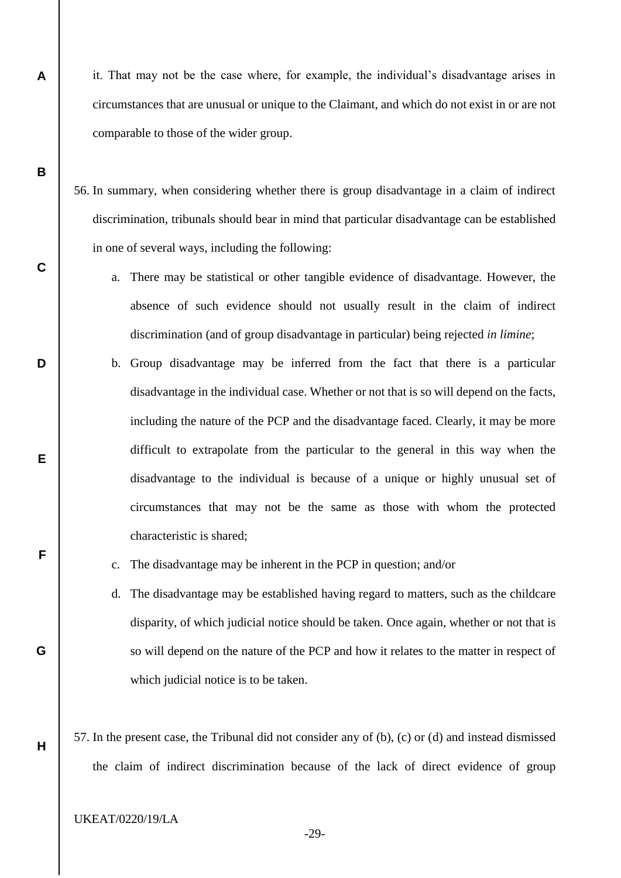it. That may not be the case where, for example, the individual's disadvantage arises in circumstances that are unusual or unique to the Claimant, and which do not exist in or are not comparable to those of the wider group.

56. In summary, when considering whether there is group disadvantage in a claim of indirect discrimination, tribunals should bear in mind that particular disadvantage can be established in one of several ways, including the following:

    a. There may be statistical or other tangible evidence of disadvantage. However, the absence of such evidence should not usually result in the claim of indirect discrimination (and of group disadvantage in particular) being rejected *in limine*;

    b. Group disadvantage may be inferred from the fact that there is a particular disadvantage in the individual case. Whether or not that is so will depend on the facts, including the nature of the PCP and the disadvantage faced. Clearly, it may be more difficult to extrapolate from the particular to the general in this way when the disadvantage to the individual is because of a unique or highly unusual set of circumstances that may not be the same as those with whom the protected characteristic is shared;

    c. The disadvantage may be inherent in the PCP in question; and/or

    d. The disadvantage may be established having regard to matters, such as the childcare disparity, of which judicial notice should be taken. Once again, whether or not that is so will depend on the nature of the PCP and how it relates to the matter in respect of which judicial notice is to be taken.

57. In the present case, the Tribunal did not consider any of (b), (c) or (d) and instead dismissed the claim of indirect discrimination because of the lack of direct evidence of group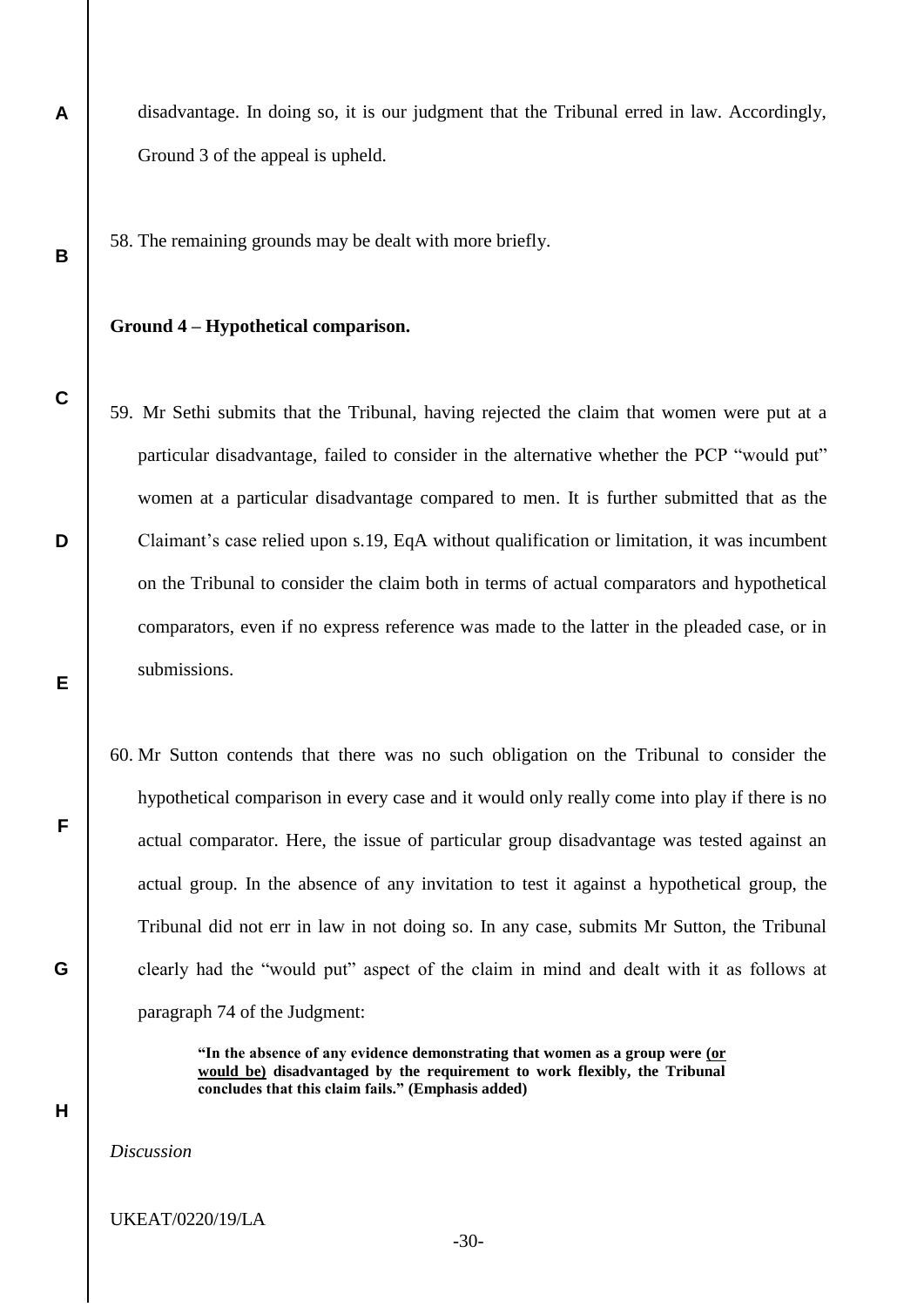disadvantage. In doing so, it is our judgment that the Tribunal erred in law. Accordingly, Ground 3 of the appeal is upheld.

58. The remaining grounds may be dealt with more briefly.

**Ground 4 – Hypothetical comparison.**

59. Mr Sethi submits that the Tribunal, having rejected the claim that women were put at a particular disadvantage, failed to consider in the alternative whether the PCP "would put" women at a particular disadvantage compared to men. It is further submitted that as the Claimant's case relied upon s.19, EqA without qualification or limitation, it was incumbent on the Tribunal to consider the claim both in terms of actual comparators and hypothetical comparators, even if no express reference was made to the latter in the pleaded case, or in submissions.

60. Mr Sutton contends that there was no such obligation on the Tribunal to consider the hypothetical comparison in every case and it would only really come into play if there is no actual comparator. Here, the issue of particular group disadvantage was tested against an actual group. In the absence of any invitation to test it against a hypothetical group, the Tribunal did not err in law in not doing so. In any case, submits Mr Sutton, the Tribunal clearly had the "would put" aspect of the claim in mind and dealt with it as follows at paragraph 74 of the Judgment:

> **"In the absence of any evidence demonstrating that women as a group were <u>(or would be)</u> disadvantaged by the requirement to work flexibly, the Tribunal concludes that this claim fails." (Emphasis added)**

*Discussion*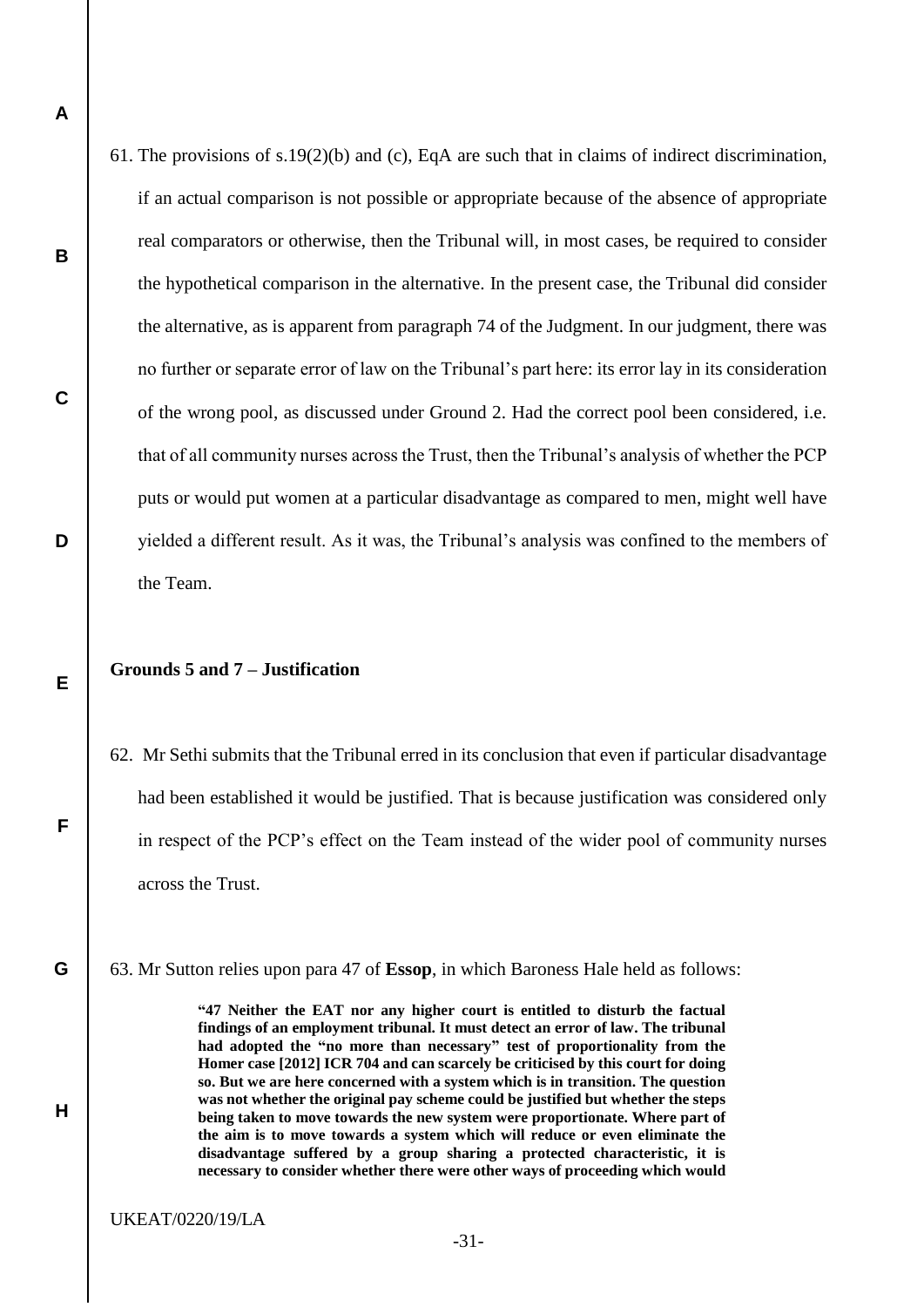61. The provisions of s.19(2)(b) and (c), EqA are such that in claims of indirect discrimination, if an actual comparison is not possible or appropriate because of the absence of appropriate real comparators or otherwise, then the Tribunal will, in most cases, be required to consider the hypothetical comparison in the alternative. In the present case, the Tribunal did consider the alternative, as is apparent from paragraph 74 of the Judgment. In our judgment, there was no further or separate error of law on the Tribunal's part here: its error lay in its consideration of the wrong pool, as discussed under Ground 2. Had the correct pool been considered, i.e. that of all community nurses across the Trust, then the Tribunal's analysis of whether the PCP puts or would put women at a particular disadvantage as compared to men, might well have yielded a different result. As it was, the Tribunal's analysis was confined to the members of the Team.

**Grounds 5 and 7 – Justification**

62. Mr Sethi submits that the Tribunal erred in its conclusion that even if particular disadvantage had been established it would be justified. That is because justification was considered only in respect of the PCP's effect on the Team instead of the wider pool of community nurses across the Trust.

63. Mr Sutton relies upon para 47 of **Essop**, in which Baroness Hale held as follows:

> **"47 Neither the EAT nor any higher court is entitled to disturb the factual findings of an employment tribunal. It must detect an error of law. The tribunal had adopted the "no more than necessary" test of proportionality from the Homer case [2012] ICR 704 and can scarcely be criticised by this court for doing so. But we are here concerned with a system which is in transition. The question was not whether the original pay scheme could be justified but whether the steps being taken to move towards the new system were proportionate. Where part of the aim is to move towards a system which will reduce or even eliminate the disadvantage suffered by a group sharing a protected characteristic, it is necessary to consider whether there were other ways of proceeding which would**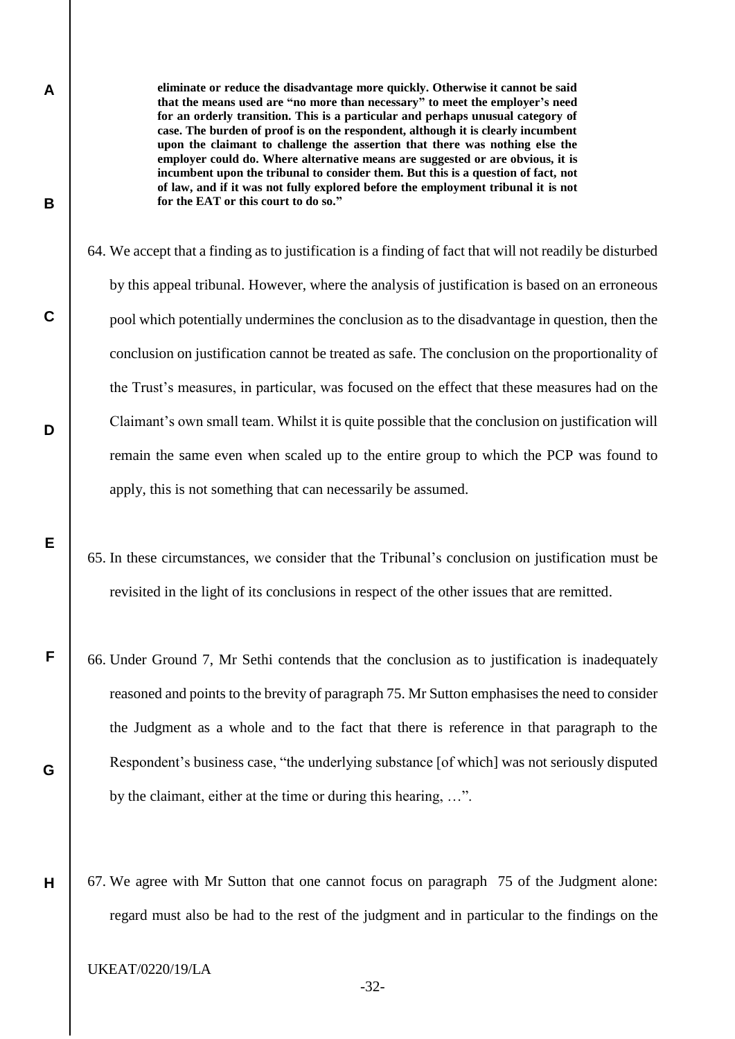**eliminate or reduce the disadvantage more quickly. Otherwise it cannot be said that the means used are "no more than necessary" to meet the employer's need for an orderly transition. This is a particular and perhaps unusual category of case. The burden of proof is on the respondent, although it is clearly incumbent upon the claimant to challenge the assertion that there was nothing else the employer could do. Where alternative means are suggested or are obvious, it is incumbent upon the tribunal to consider them. But this is a question of fact, not of law, and if it was not fully explored before the employment tribunal it is not for the EAT or this court to do so."**

64. We accept that a finding as to justification is a finding of fact that will not readily be disturbed by this appeal tribunal. However, where the analysis of justification is based on an erroneous pool which potentially undermines the conclusion as to the disadvantage in question, then the conclusion on justification cannot be treated as safe. The conclusion on the proportionality of the Trust's measures, in particular, was focused on the effect that these measures had on the Claimant's own small team. Whilst it is quite possible that the conclusion on justification will remain the same even when scaled up to the entire group to which the PCP was found to apply, this is not something that can necessarily be assumed.

65. In these circumstances, we consider that the Tribunal's conclusion on justification must be revisited in the light of its conclusions in respect of the other issues that are remitted.

66. Under Ground 7, Mr Sethi contends that the conclusion as to justification is inadequately reasoned and points to the brevity of paragraph 75. Mr Sutton emphasises the need to consider the Judgment as a whole and to the fact that there is reference in that paragraph to the Respondent's business case, "the underlying substance [of which] was not seriously disputed by the claimant, either at the time or during this hearing, …".

67. We agree with Mr Sutton that one cannot focus on paragraph 75 of the Judgment alone: regard must also be had to the rest of the judgment and in particular to the findings on the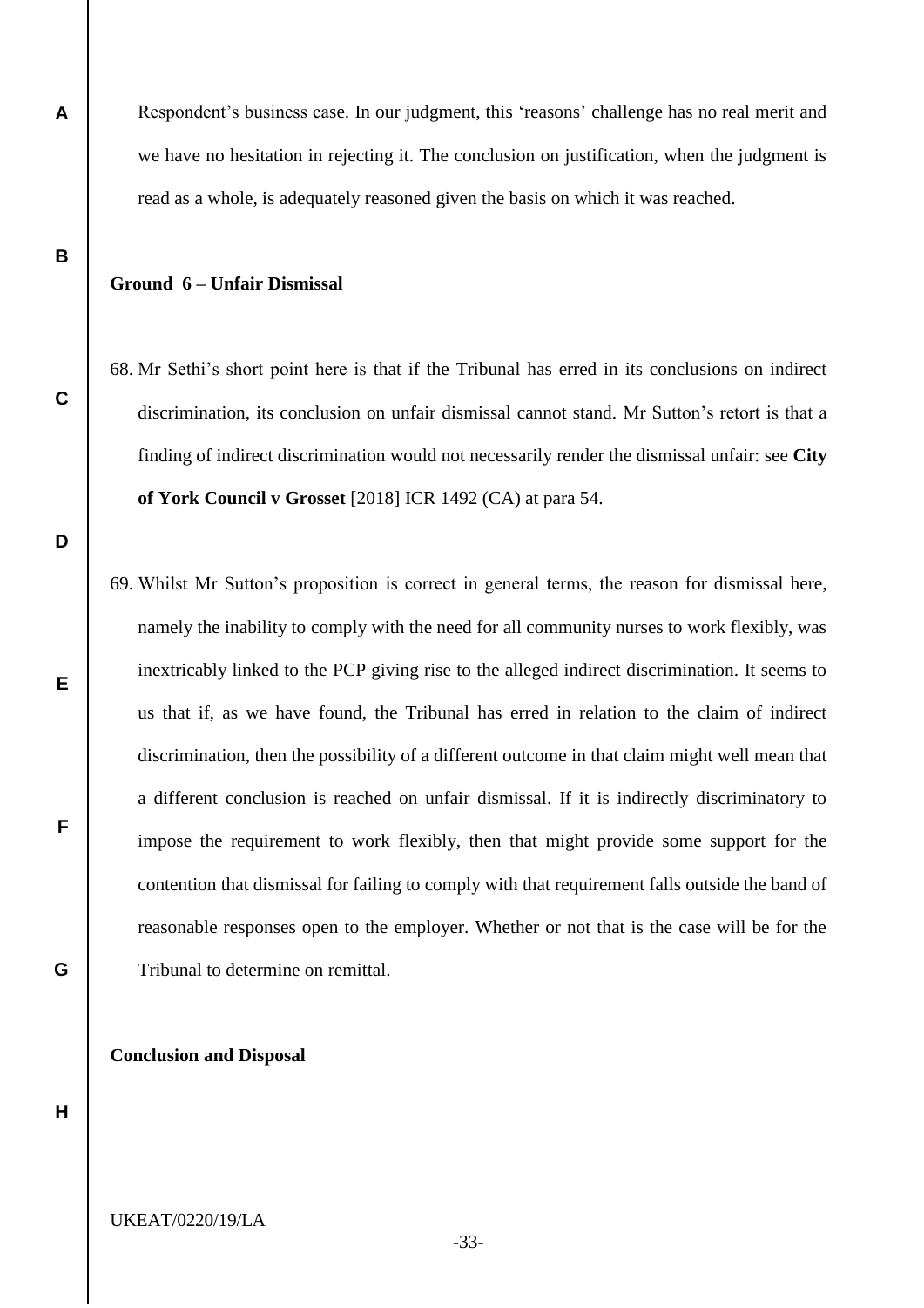Respondent's business case. In our judgment, this 'reasons' challenge has no real merit and we have no hesitation in rejecting it. The conclusion on justification, when the judgment is read as a whole, is adequately reasoned given the basis on which it was reached.

**Ground 6 – Unfair Dismissal**

68. Mr Sethi's short point here is that if the Tribunal has erred in its conclusions on indirect discrimination, its conclusion on unfair dismissal cannot stand. Mr Sutton's retort is that a finding of indirect discrimination would not necessarily render the dismissal unfair: see **City of York Council v Grosset** [2018] ICR 1492 (CA) at para 54.

69. Whilst Mr Sutton's proposition is correct in general terms, the reason for dismissal here, namely the inability to comply with the need for all community nurses to work flexibly, was inextricably linked to the PCP giving rise to the alleged indirect discrimination. It seems to us that if, as we have found, the Tribunal has erred in relation to the claim of indirect discrimination, then the possibility of a different outcome in that claim might well mean that a different conclusion is reached on unfair dismissal. If it is indirectly discriminatory to impose the requirement to work flexibly, then that might provide some support for the contention that dismissal for failing to comply with that requirement falls outside the band of reasonable responses open to the employer. Whether or not that is the case will be for the Tribunal to determine on remittal.

**Conclusion and Disposal**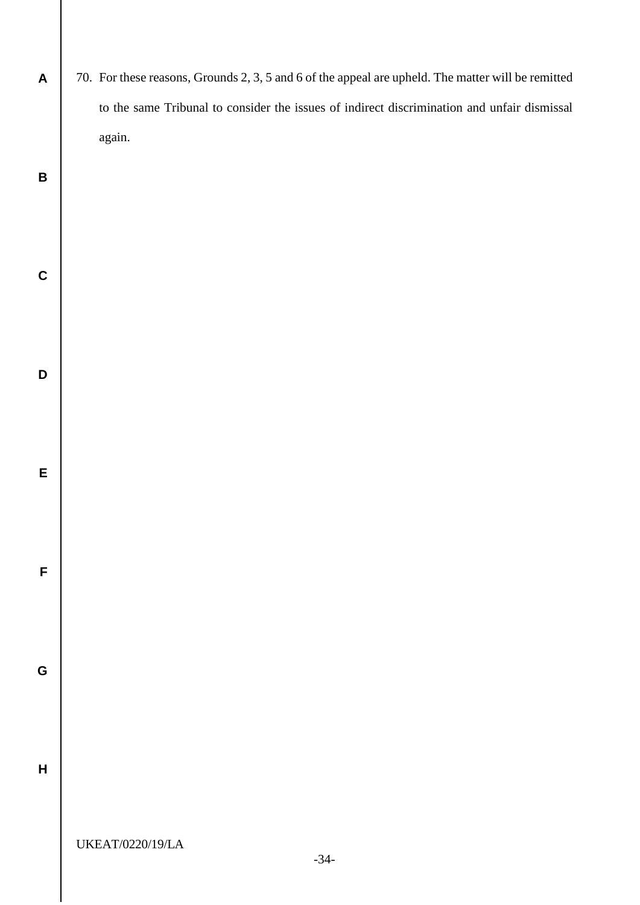70. For these reasons, Grounds 2, 3, 5 and 6 of the appeal are upheld. The matter will be remitted to the same Tribunal to consider the issues of indirect discrimination and unfair dismissal again.